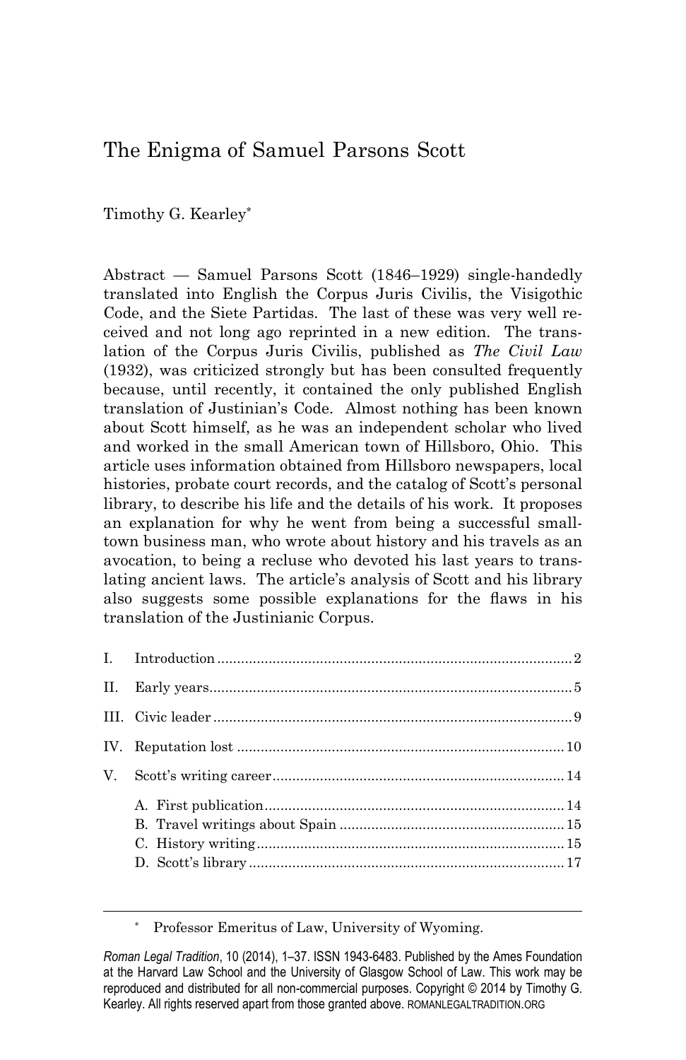# The Enigma of Samuel Parsons Scott

Timothy G. Kearley*

Abstract — Samuel Parsons Scott (1846–1929) single-handedly translated into English the Corpus Juris Civilis, the Visigothic Code, and the Siete Partidas. The last of these was very well received and not long ago reprinted in a new edition. The translation of the Corpus Juris Civilis, published as *The Civil Law* (1932), was criticized strongly but has been consulted frequently because, until recently, it contained the only published English translation of Justinian's Code. Almost nothing has been known about Scott himself, as he was an independent scholar who lived and worked in the small American town of Hillsboro, Ohio. This article uses information obtained from Hillsboro newspapers, local histories, probate court records, and the catalog of Scott's personal library, to describe his life and the details of his work. It proposes an explanation for why he went from being a successful small-town business man, who wrote about history and his travels as an avocation, to being a recluse who devoted his last years to translating ancient laws. The article's analysis of Scott and his library also suggests some possible explanations for the flaws in his translation of the Justinianic Corpus.

- I. Introduction ... 2
- II. Early years ... 5
- III. Civic leader ... 9
- IV. Reputation lost ... 10
- V. Scott's writing career ... 14
  - A. First publication ... 14
  - B. Travel writings about Spain ... 15
  - C. History writing ... 15
  - D. Scott's library ... 17

\* Professor Emeritus of Law, University of Wyoming.

*Roman Legal Tradition*, 10 (2014), 1–37. ISSN 1943-6483. Published by the Ames Foundation at the Harvard Law School and the University of Glasgow School of Law. This work may be reproduced and distributed for all non-commercial purposes. Copyright © 2014 by Timothy G. Kearley. All rights reserved apart from those granted above. ROMANLEGALTRADITION.ORG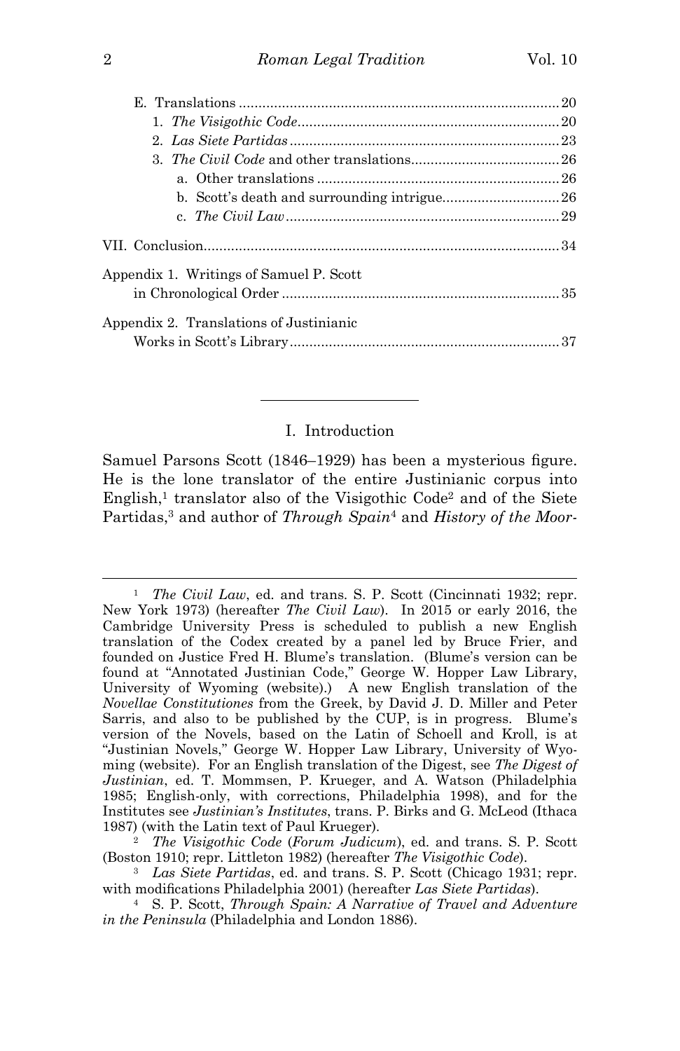- E. Translations ..... 20
  - 1. *The Visigothic Code* ..... 20
  - 2. *Las Siete Partidas* ..... 23
  - 3. *The Civil Code* and other translations ..... 26
    - a. Other translations ..... 26
    - b. Scott's death and surrounding intrigue ..... 26
    - c. *The Civil Law* ..... 29

VII. Conclusion ..... 34

Appendix 1. Writings of Samuel P. Scott in Chronological Order ..... 35

Appendix 2. Translations of Justinianic Works in Scott's Library ..... 37

---

## I. Introduction

Samuel Parsons Scott (1846–1929) has been a mysterious figure. He is the lone translator of the entire Justinianic corpus into English,[1] translator also of the Visigothic Code[2] and of the Siete Partidas,[3] and author of *Through Spain*[4] and *History of the Moor-*

---

[1] *The Civil Law*, ed. and trans. S. P. Scott (Cincinnati 1932; repr. New York 1973) (hereafter *The Civil Law*). In 2015 or early 2016, the Cambridge University Press is scheduled to publish a new English translation of the Codex created by a panel led by Bruce Frier, and founded on Justice Fred H. Blume's translation. (Blume's version can be found at "Annotated Justinian Code," George W. Hopper Law Library, University of Wyoming (website).) A new English translation of the *Novellae Constitutiones* from the Greek, by David J. D. Miller and Peter Sarris, and also to be published by the CUP, is in progress. Blume's version of the Novels, based on the Latin of Schoell and Kroll, is at "Justinian Novels," George W. Hopper Law Library, University of Wyoming (website). For an English translation of the Digest, see *The Digest of Justinian*, ed. T. Mommsen, P. Krueger, and A. Watson (Philadelphia 1985; English-only, with corrections, Philadelphia 1998), and for the Institutes see *Justinian's Institutes*, trans. P. Birks and G. McLeod (Ithaca 1987) (with the Latin text of Paul Krueger).

[2] *The Visigothic Code* (*Forum Judicum*), ed. and trans. S. P. Scott (Boston 1910; repr. Littleton 1982) (hereafter *The Visigothic Code*).

[3] *Las Siete Partidas*, ed. and trans. S. P. Scott (Chicago 1931; repr. with modifications Philadelphia 2001) (hereafter *Las Siete Partidas*).

[4] S. P. Scott, *Through Spain: A Narrative of Travel and Adventure in the Peninsula* (Philadelphia and London 1886).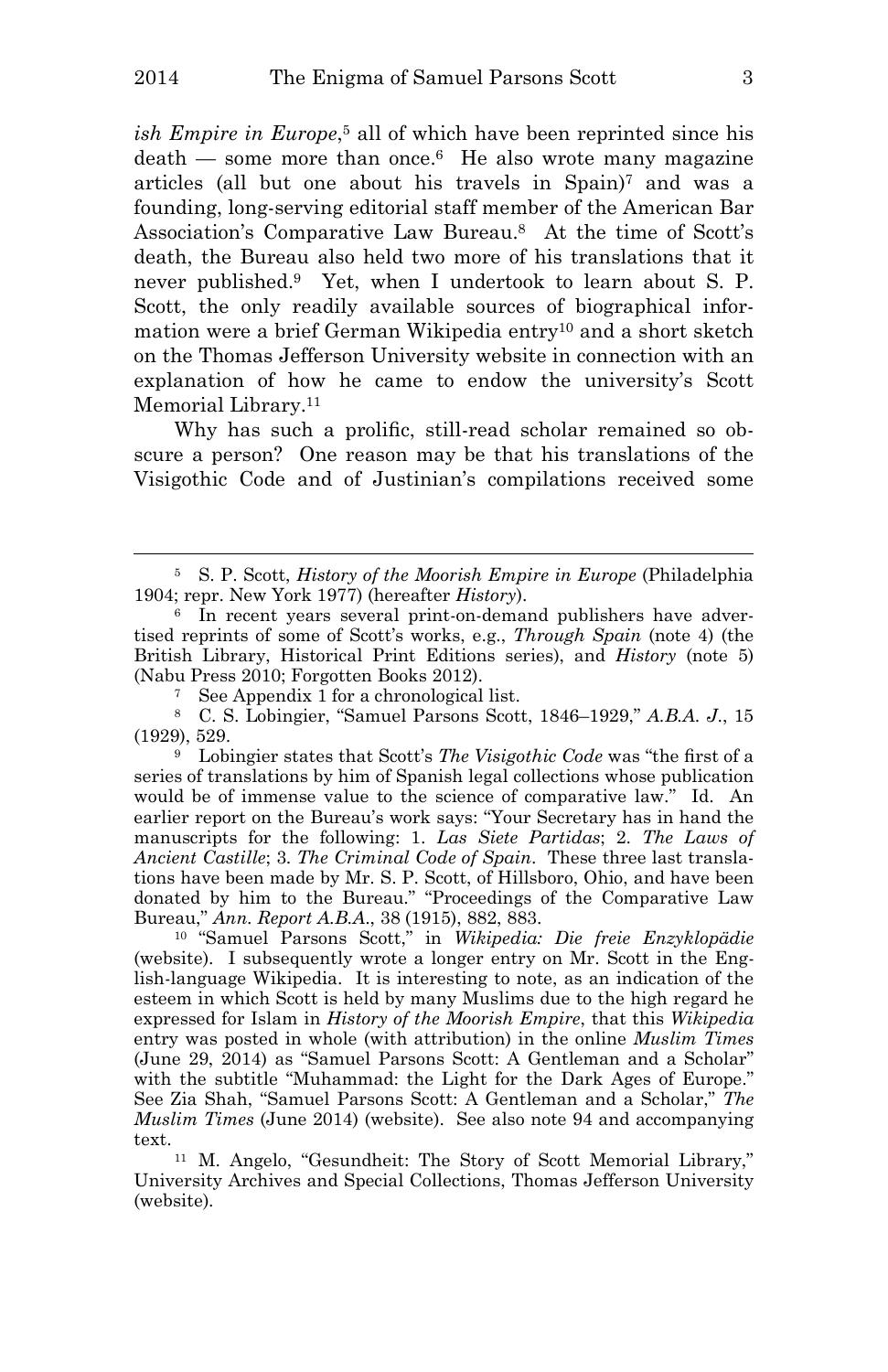*ish Empire in Europe*,[5] all of which have been reprinted since his death — some more than once.[6] He also wrote many magazine articles (all but one about his travels in Spain)[7] and was a founding, long-serving editorial staff member of the American Bar Association's Comparative Law Bureau.[8] At the time of Scott's death, the Bureau also held two more of his translations that it never published.[9] Yet, when I undertook to learn about S. P. Scott, the only readily available sources of biographical information were a brief German Wikipedia entry[10] and a short sketch on the Thomas Jefferson University website in connection with an explanation of how he came to endow the university's Scott Memorial Library.[11]

Why has such a prolific, still-read scholar remained so obscure a person? One reason may be that his translations of the Visigothic Code and of Justinian's compilations received some

---

[5] S. P. Scott, *History of the Moorish Empire in Europe* (Philadelphia 1904; repr. New York 1977) (hereafter *History*).

[6] In recent years several print-on-demand publishers have advertised reprints of some of Scott's works, e.g., *Through Spain* (note 4) (the British Library, Historical Print Editions series), and *History* (note 5) (Nabu Press 2010; Forgotten Books 2012).

[7] See Appendix 1 for a chronological list.

[8] C. S. Lobingier, "Samuel Parsons Scott, 1846–1929," *A.B.A. J.*, 15 (1929), 529.

[9] Lobingier states that Scott's *The Visigothic Code* was "the first of a series of translations by him of Spanish legal collections whose publication would be of immense value to the science of comparative law." Id. An earlier report on the Bureau's work says: "Your Secretary has in hand the manuscripts for the following: 1. *Las Siete Partidas*; 2. *The Laws of Ancient Castille*; 3. *The Criminal Code of Spain*. These three last translations have been made by Mr. S. P. Scott, of Hillsboro, Ohio, and have been donated by him to the Bureau." "Proceedings of the Comparative Law Bureau," *Ann. Report A.B.A.*, 38 (1915), 882, 883.

[10] "Samuel Parsons Scott," in *Wikipedia: Die freie Enzyklopädie* (website). I subsequently wrote a longer entry on Mr. Scott in the English-language Wikipedia. It is interesting to note, as an indication of the esteem in which Scott is held by many Muslims due to the high regard he expressed for Islam in *History of the Moorish Empire*, that this *Wikipedia* entry was posted in whole (with attribution) in the online *Muslim Times* (June 29, 2014) as "Samuel Parsons Scott: A Gentleman and a Scholar" with the subtitle "Muhammad: the Light for the Dark Ages of Europe." See Zia Shah, "Samuel Parsons Scott: A Gentleman and a Scholar," *The Muslim Times* (June 2014) (website). See also note 94 and accompanying text.

[11] M. Angelo, "Gesundheit: The Story of Scott Memorial Library," University Archives and Special Collections, Thomas Jefferson University (website).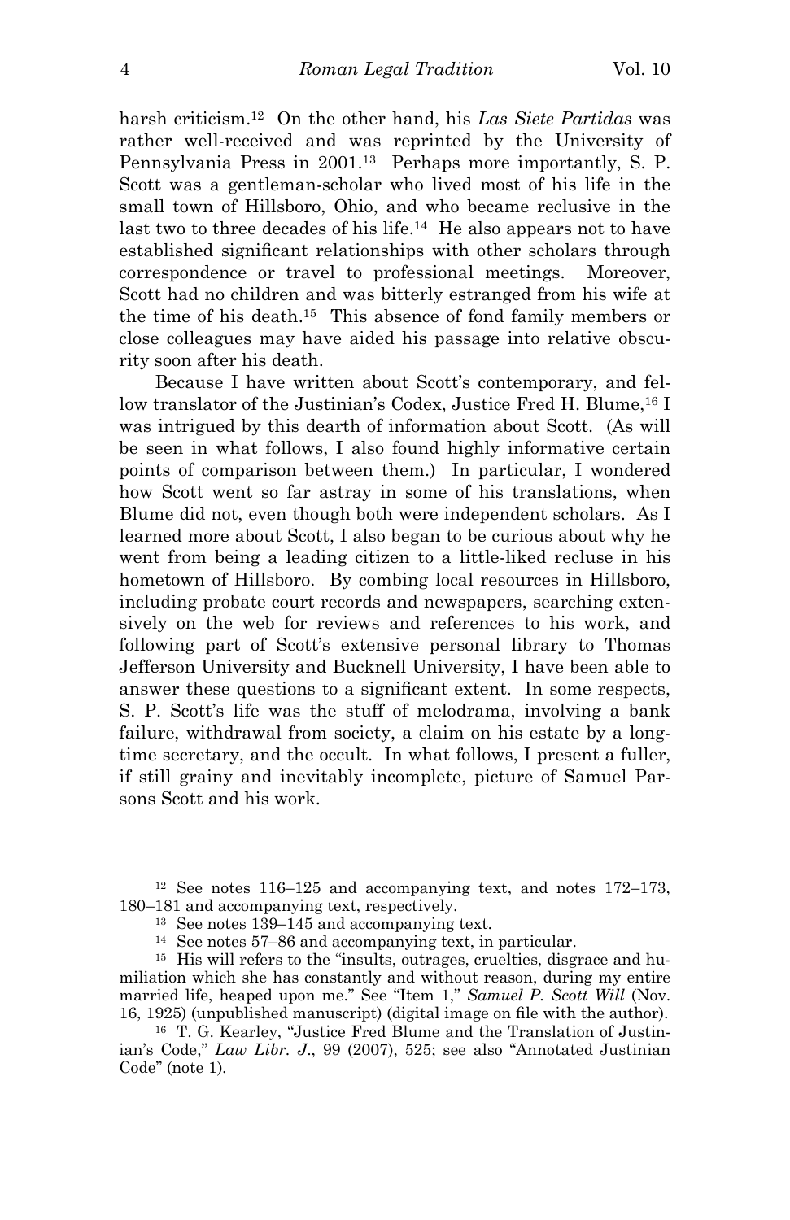harsh criticism.[12] On the other hand, his *Las Siete Partidas* was rather well-received and was reprinted by the University of Pennsylvania Press in 2001.[13] Perhaps more importantly, S. P. Scott was a gentleman-scholar who lived most of his life in the small town of Hillsboro, Ohio, and who became reclusive in the last two to three decades of his life.[14] He also appears not to have established significant relationships with other scholars through correspondence or travel to professional meetings. Moreover, Scott had no children and was bitterly estranged from his wife at the time of his death.[15] This absence of fond family members or close colleagues may have aided his passage into relative obscurity soon after his death.

Because I have written about Scott's contemporary, and fellow translator of the Justinian's Codex, Justice Fred H. Blume,[16] I was intrigued by this dearth of information about Scott. (As will be seen in what follows, I also found highly informative certain points of comparison between them.) In particular, I wondered how Scott went so far astray in some of his translations, when Blume did not, even though both were independent scholars. As I learned more about Scott, I also began to be curious about why he went from being a leading citizen to a little-liked recluse in his hometown of Hillsboro. By combing local resources in Hillsboro, including probate court records and newspapers, searching extensively on the web for reviews and references to his work, and following part of Scott's extensive personal library to Thomas Jefferson University and Bucknell University, I have been able to answer these questions to a significant extent. In some respects, S. P. Scott's life was the stuff of melodrama, involving a bank failure, withdrawal from society, a claim on his estate by a longtime secretary, and the occult. In what follows, I present a fuller, if still grainy and inevitably incomplete, picture of Samuel Parsons Scott and his work.

---

[12] See notes 116–125 and accompanying text, and notes 172–173, 180–181 and accompanying text, respectively.

[13] See notes 139–145 and accompanying text.

[14] See notes 57–86 and accompanying text, in particular.

[15] His will refers to the "insults, outrages, cruelties, disgrace and humiliation which she has constantly and without reason, during my entire married life, heaped upon me." See "Item 1," *Samuel P. Scott Will* (Nov. 16, 1925) (unpublished manuscript) (digital image on file with the author).

[16] T. G. Kearley, "Justice Fred Blume and the Translation of Justinian's Code," *Law Libr. J.*, 99 (2007), 525; see also "Annotated Justinian Code" (note 1).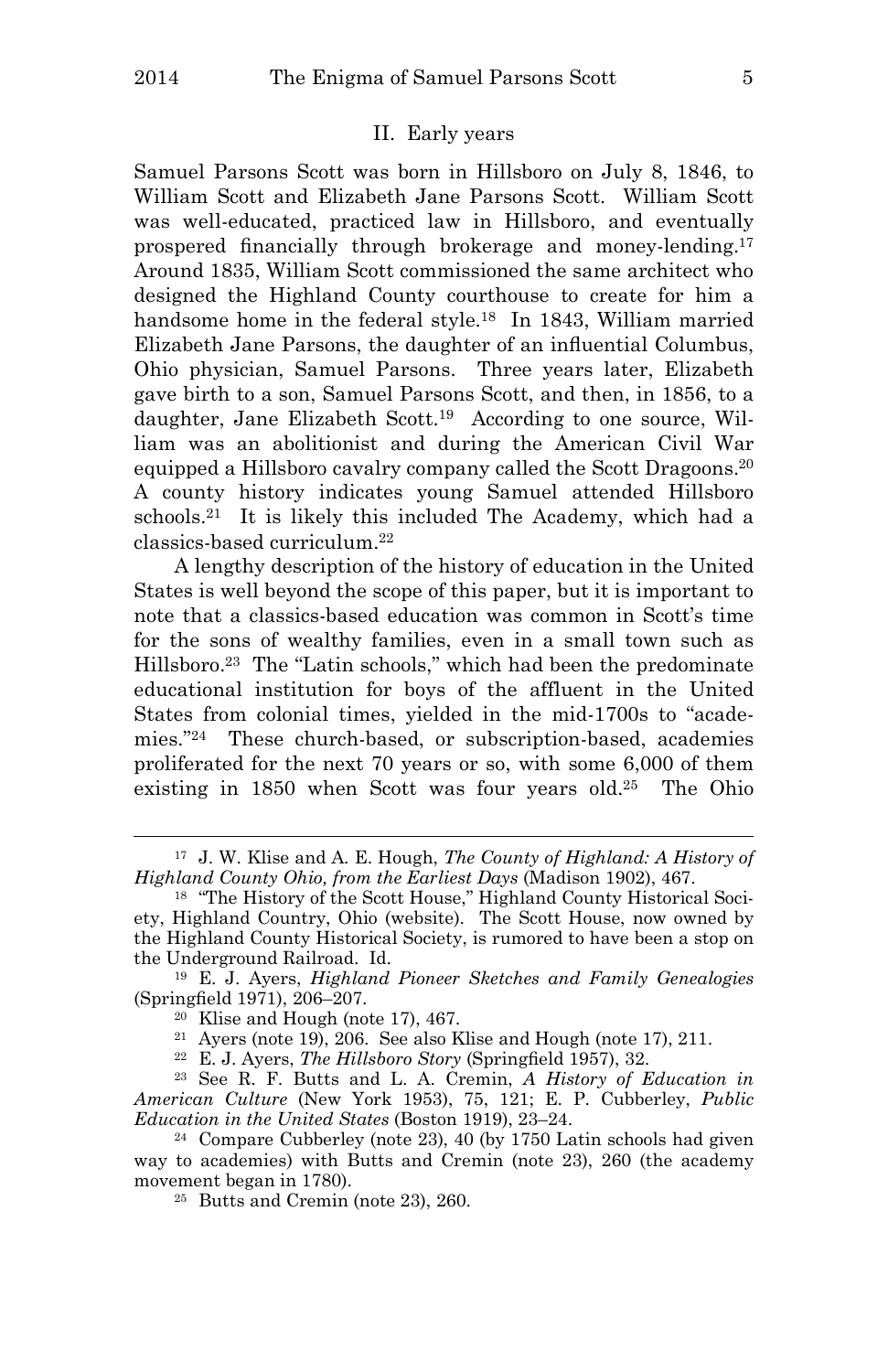## II. Early years

Samuel Parsons Scott was born in Hillsboro on July 8, 1846, to William Scott and Elizabeth Jane Parsons Scott. William Scott was well-educated, practiced law in Hillsboro, and eventually prospered financially through brokerage and money-lending.[17] Around 1835, William Scott commissioned the same architect who designed the Highland County courthouse to create for him a handsome home in the federal style.[18] In 1843, William married Elizabeth Jane Parsons, the daughter of an influential Columbus, Ohio physician, Samuel Parsons. Three years later, Elizabeth gave birth to a son, Samuel Parsons Scott, and then, in 1856, to a daughter, Jane Elizabeth Scott.[19] According to one source, William was an abolitionist and during the American Civil War equipped a Hillsboro cavalry company called the Scott Dragoons.[20] A county history indicates young Samuel attended Hillsboro schools.[21] It is likely this included The Academy, which had a classics-based curriculum.[22]

A lengthy description of the history of education in the United States is well beyond the scope of this paper, but it is important to note that a classics-based education was common in Scott's time for the sons of wealthy families, even in a small town such as Hillsboro.[23] The "Latin schools," which had been the predominate educational institution for boys of the affluent in the United States from colonial times, yielded in the mid-1700s to "academies."[24] These church-based, or subscription-based, academies proliferated for the next 70 years or so, with some 6,000 of them existing in 1850 when Scott was four years old.[25] The Ohio

---

[17] J. W. Klise and A. E. Hough, *The County of Highland: A History of Highland County Ohio, from the Earliest Days* (Madison 1902), 467.

[18] "The History of the Scott House," Highland County Historical Society, Highland Country, Ohio (website). The Scott House, now owned by the Highland County Historical Society, is rumored to have been a stop on the Underground Railroad. Id.

[19] E. J. Ayers, *Highland Pioneer Sketches and Family Genealogies* (Springfield 1971), 206–207.

[20] Klise and Hough (note 17), 467.

[21] Ayers (note 19), 206. See also Klise and Hough (note 17), 211.

[22] E. J. Ayers, *The Hillsboro Story* (Springfield 1957), 32.

[23] See R. F. Butts and L. A. Cremin, *A History of Education in American Culture* (New York 1953), 75, 121; E. P. Cubberley, *Public Education in the United States* (Boston 1919), 23–24.

[24] Compare Cubberley (note 23), 40 (by 1750 Latin schools had given way to academies) with Butts and Cremin (note 23), 260 (the academy movement began in 1780).

[25] Butts and Cremin (note 23), 260.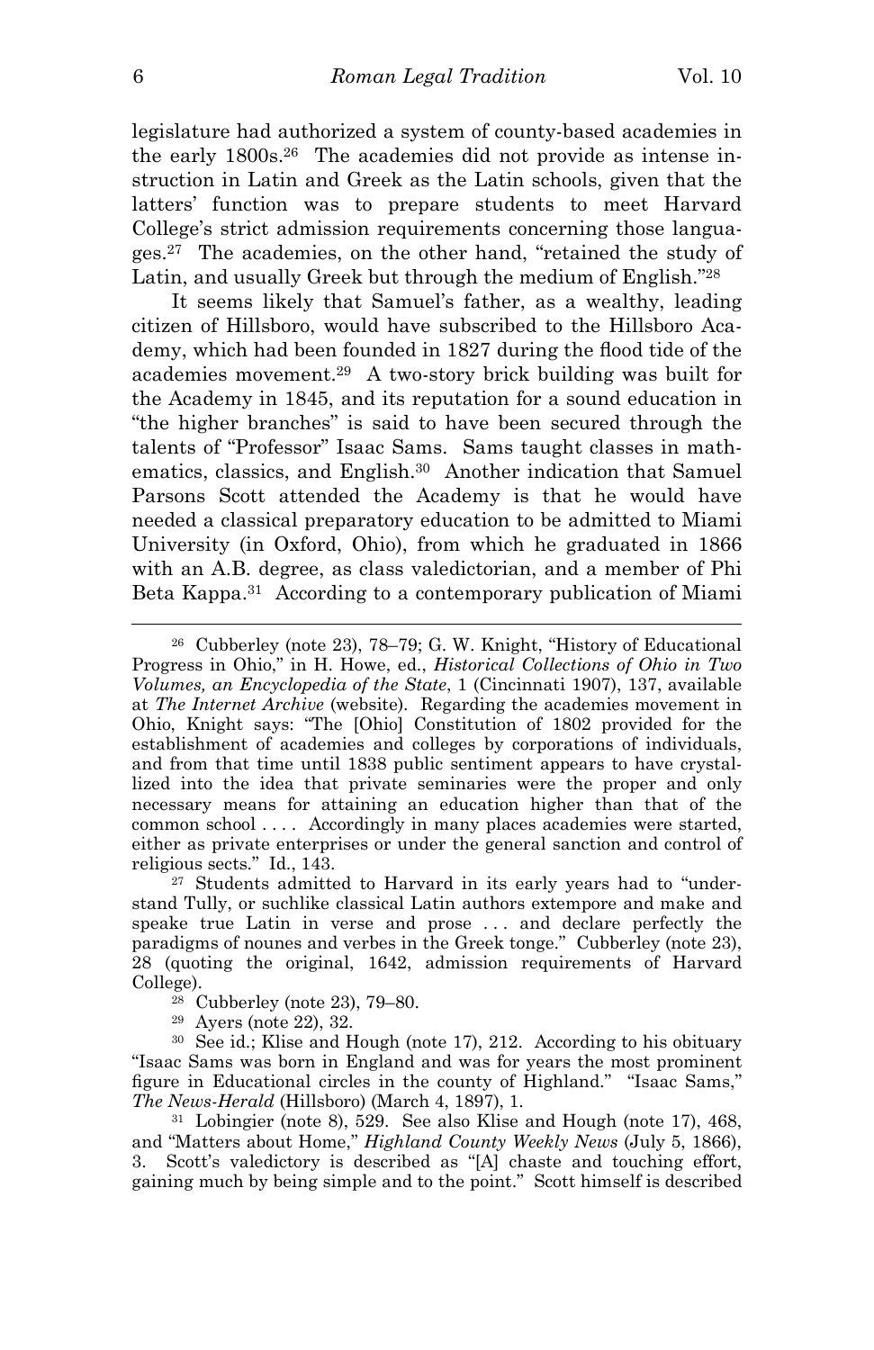legislature had authorized a system of county-based academies in the early 1800s.[26] The academies did not provide as intense instruction in Latin and Greek as the Latin schools, given that the latters' function was to prepare students to meet Harvard College's strict admission requirements concerning those languages.[27] The academies, on the other hand, "retained the study of Latin, and usually Greek but through the medium of English."[28]

It seems likely that Samuel's father, as a wealthy, leading citizen of Hillsboro, would have subscribed to the Hillsboro Academy, which had been founded in 1827 during the flood tide of the academies movement.[29] A two-story brick building was built for the Academy in 1845, and its reputation for a sound education in "the higher branches" is said to have been secured through the talents of "Professor" Isaac Sams. Sams taught classes in mathematics, classics, and English.[30] Another indication that Samuel Parsons Scott attended the Academy is that he would have needed a classical preparatory education to be admitted to Miami University (in Oxford, Ohio), from which he graduated in 1866 with an A.B. degree, as class valedictorian, and a member of Phi Beta Kappa.[31] According to a contemporary publication of Miami

---

[26] Cubberley (note 23), 78–79; G. W. Knight, "History of Educational Progress in Ohio," in H. Howe, ed., *Historical Collections of Ohio in Two Volumes, an Encyclopedia of the State*, 1 (Cincinnati 1907), 137, available at *The Internet Archive* (website). Regarding the academies movement in Ohio, Knight says: "The [Ohio] Constitution of 1802 provided for the establishment of academies and colleges by corporations of individuals, and from that time until 1838 public sentiment appears to have crystallized into the idea that private seminaries were the proper and only necessary means for attaining an education higher than that of the common school . . . . Accordingly in many places academies were started, either as private enterprises or under the general sanction and control of religious sects." Id., 143.

[27] Students admitted to Harvard in its early years had to "understand Tully, or suchlike classical Latin authors extempore and make and speake true Latin in verse and prose . . . and declare perfectly the paradigms of nounes and verbes in the Greek tonge." Cubberley (note 23), 28 (quoting the original, 1642, admission requirements of Harvard College).

[28] Cubberley (note 23), 79–80.

[29] Ayers (note 22), 32.

[30] See id.; Klise and Hough (note 17), 212. According to his obituary "Isaac Sams was born in England and was for years the most prominent figure in Educational circles in the county of Highland." "Isaac Sams," *The News-Herald* (Hillsboro) (March 4, 1897), 1.

[31] Lobingier (note 8), 529. See also Klise and Hough (note 17), 468, and "Matters about Home," *Highland County Weekly News* (July 5, 1866), 3. Scott's valedictory is described as "[A] chaste and touching effort, gaining much by being simple and to the point." Scott himself is described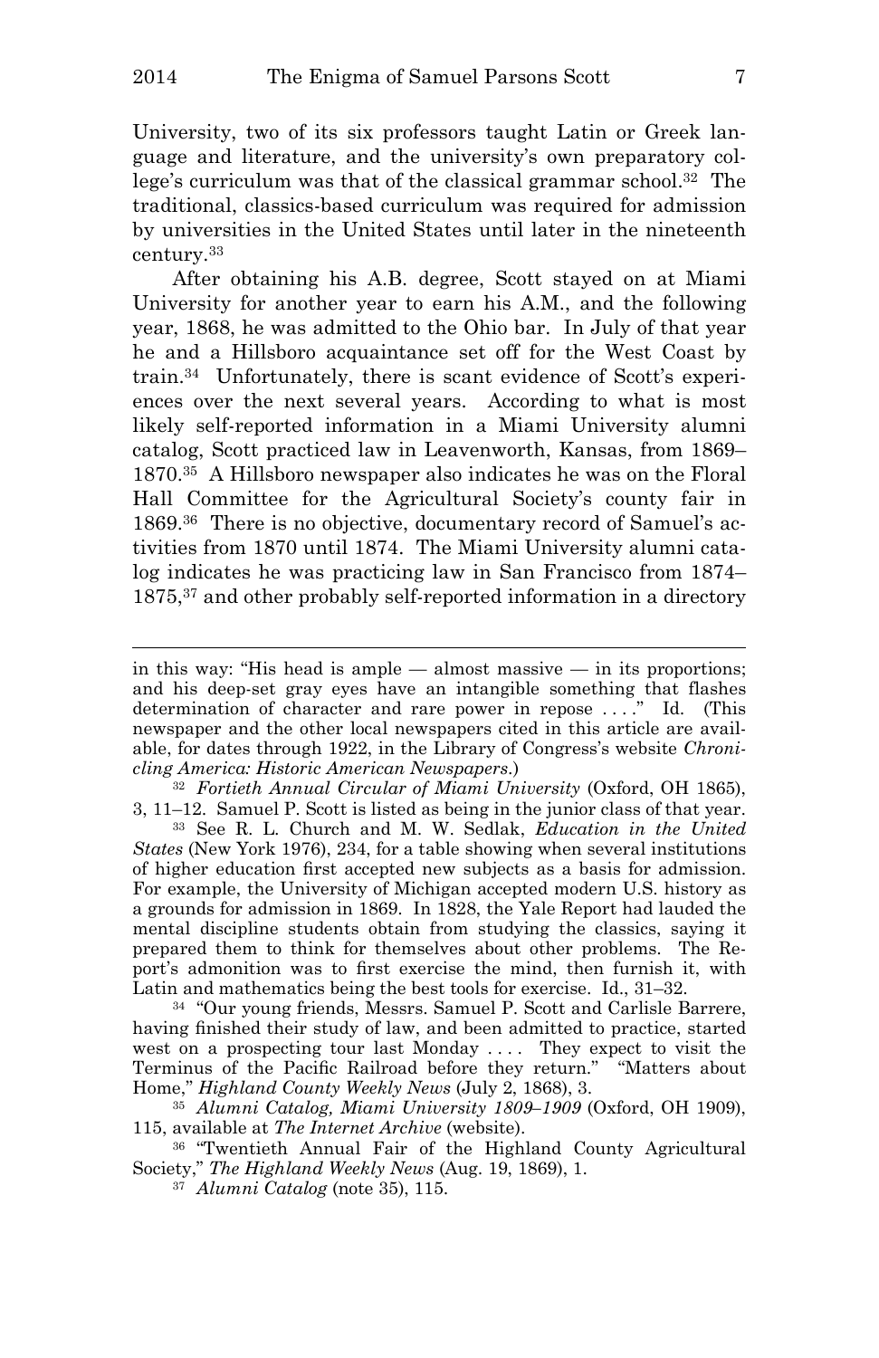University, two of its six professors taught Latin or Greek language and literature, and the university's own preparatory college's curriculum was that of the classical grammar school.[32] The traditional, classics-based curriculum was required for admission by universities in the United States until later in the nineteenth century.[33]

After obtaining his A.B. degree, Scott stayed on at Miami University for another year to earn his A.M., and the following year, 1868, he was admitted to the Ohio bar. In July of that year he and a Hillsboro acquaintance set off for the West Coast by train.[34] Unfortunately, there is scant evidence of Scott's experiences over the next several years. According to what is most likely self-reported information in a Miami University alumni catalog, Scott practiced law in Leavenworth, Kansas, from 1869–1870.[35] A Hillsboro newspaper also indicates he was on the Floral Hall Committee for the Agricultural Society's county fair in 1869.[36] There is no objective, documentary record of Samuel's activities from 1870 until 1874. The Miami University alumni catalog indicates he was practicing law in San Francisco from 1874–1875,[37] and other probably self-reported information in a directory

---

in this way: "His head is ample — almost massive — in its proportions; and his deep-set gray eyes have an intangible something that flashes determination of character and rare power in repose . . . ." Id. (This newspaper and the other local newspapers cited in this article are available, for dates through 1922, in the Library of Congress's website *Chronicling America: Historic American Newspapers*.)

[32] *Fortieth Annual Circular of Miami University* (Oxford, OH 1865), 3, 11–12. Samuel P. Scott is listed as being in the junior class of that year.

[33] See R. L. Church and M. W. Sedlak, *Education in the United States* (New York 1976), 234, for a table showing when several institutions of higher education first accepted new subjects as a basis for admission. For example, the University of Michigan accepted modern U.S. history as a grounds for admission in 1869. In 1828, the Yale Report had lauded the mental discipline students obtain from studying the classics, saying it prepared them to think for themselves about other problems. The Report's admonition was to first exercise the mind, then furnish it, with Latin and mathematics being the best tools for exercise. Id., 31–32.

[34] "Our young friends, Messrs. Samuel P. Scott and Carlisle Barrere, having finished their study of law, and been admitted to practice, started west on a prospecting tour last Monday . . . . They expect to visit the Terminus of the Pacific Railroad before they return." "Matters about Home," *Highland County Weekly News* (July 2, 1868), 3.

[35] *Alumni Catalog, Miami University 1809–1909* (Oxford, OH 1909), 115, available at *The Internet Archive* (website).

[36] "Twentieth Annual Fair of the Highland County Agricultural Society," *The Highland Weekly News* (Aug. 19, 1869), 1.

[37] *Alumni Catalog* (note 35), 115.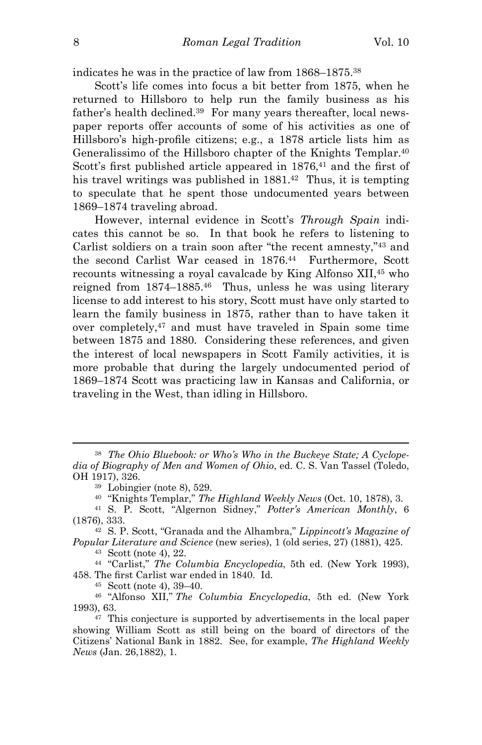indicates he was in the practice of law from 1868–1875.[38]

Scott's life comes into focus a bit better from 1875, when he returned to Hillsboro to help run the family business as his father's health declined.[39] For many years thereafter, local newspaper reports offer accounts of some of his activities as one of Hillsboro's high-profile citizens; e.g., a 1878 article lists him as Generalissimo of the Hillsboro chapter of the Knights Templar.[40] Scott's first published article appeared in 1876,[41] and the first of his travel writings was published in 1881.[42] Thus, it is tempting to speculate that he spent those undocumented years between 1869–1874 traveling abroad.

However, internal evidence in Scott's *Through Spain* indicates this cannot be so. In that book he refers to listening to Carlist soldiers on a train soon after "the recent amnesty,"[43] and the second Carlist War ceased in 1876.[44] Furthermore, Scott recounts witnessing a royal cavalcade by King Alfonso XII,[45] who reigned from 1874–1885.[46] Thus, unless he was using literary license to add interest to his story, Scott must have only started to learn the family business in 1875, rather than to have taken it over completely,[47] and must have traveled in Spain some time between 1875 and 1880. Considering these references, and given the interest of local newspapers in Scott Family activities, it is more probable that during the largely undocumented period of 1869–1874 Scott was practicing law in Kansas and California, or traveling in the West, than idling in Hillsboro.

---

[38] *The Ohio Bluebook: or Who's Who in the Buckeye State; A Cyclopedia of Biography of Men and Women of Ohio*, ed. C. S. Van Tassel (Toledo, OH 1917), 326.

[39] Lobingier (note 8), 529.

[40] "Knights Templar," *The Highland Weekly News* (Oct. 10, 1878), 3.

[41] S. P. Scott, "Algernon Sidney," *Potter's American Monthly*, 6 (1876), 333.

[42] S. P. Scott, "Granada and the Alhambra," *Lippincott's Magazine of Popular Literature and Science* (new series), 1 (old series, 27) (1881), 425.

[43] Scott (note 4), 22.

[44] "Carlist," *The Columbia Encyclopedia*, 5th ed. (New York 1993), 458. The first Carlist war ended in 1840. Id.

[45] Scott (note 4), 39–40.

[46] "Alfonso XII," *The Columbia Encyclopedia*, 5th ed. (New York 1993), 63.

[47] This conjecture is supported by advertisements in the local paper showing William Scott as still being on the board of directors of the Citizens' National Bank in 1882. See, for example, *The Highland Weekly News* (Jan. 26,1882), 1.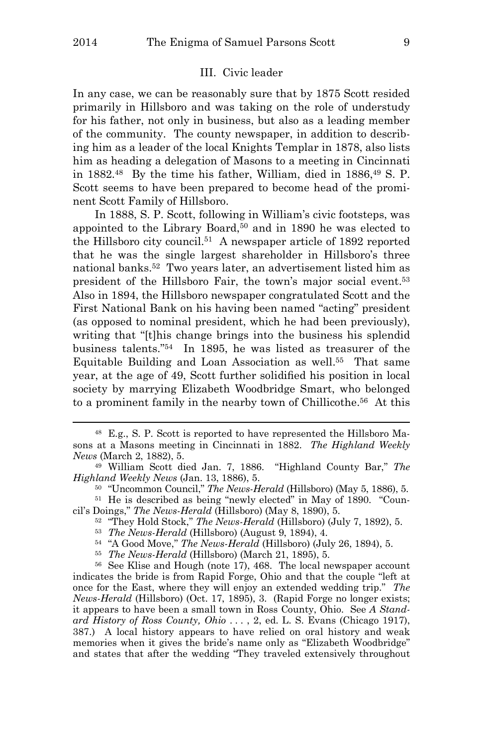## III. Civic leader

In any case, we can be reasonably sure that by 1875 Scott resided primarily in Hillsboro and was taking on the role of understudy for his father, not only in business, but also as a leading member of the community. The county newspaper, in addition to describing him as a leader of the local Knights Templar in 1878, also lists him as heading a delegation of Masons to a meeting in Cincinnati in 1882.[48] By the time his father, William, died in 1886,[49] S. P. Scott seems to have been prepared to become head of the prominent Scott Family of Hillsboro.

In 1888, S. P. Scott, following in William's civic footsteps, was appointed to the Library Board,[50] and in 1890 he was elected to the Hillsboro city council.[51] A newspaper article of 1892 reported that he was the single largest shareholder in Hillsboro's three national banks.[52] Two years later, an advertisement listed him as president of the Hillsboro Fair, the town's major social event.[53] Also in 1894, the Hillsboro newspaper congratulated Scott and the First National Bank on his having been named "acting" president (as opposed to nominal president, which he had been previously), writing that "[t]his change brings into the business his splendid business talents."[54] In 1895, he was listed as treasurer of the Equitable Building and Loan Association as well.[55] That same year, at the age of 49, Scott further solidified his position in local society by marrying Elizabeth Woodbridge Smart, who belonged to a prominent family in the nearby town of Chillicothe.[56] At this

---

[48] E.g., S. P. Scott is reported to have represented the Hillsboro Masons at a Masons meeting in Cincinnati in 1882. *The Highland Weekly News* (March 2, 1882), 5.

[49] William Scott died Jan. 7, 1886. "Highland County Bar," *The Highland Weekly News* (Jan. 13, 1886), 5.

[50] "Uncommon Council," *The News-Herald* (Hillsboro) (May 5, 1886), 5.

[51] He is described as being "newly elected" in May of 1890. "Council's Doings," *The News-Herald* (Hillsboro) (May 8, 1890), 5.

[52] "They Hold Stock," *The News-Herald* (Hillsboro) (July 7, 1892), 5.

[53] *The News-Herald* (Hillsboro) (August 9, 1894), 4.

[54] "A Good Move," *The News-Herald* (Hillsboro) (July 26, 1894), 5.

[55] *The News-Herald* (Hillsboro) (March 21, 1895), 5.

[56] See Klise and Hough (note 17), 468. The local newspaper account indicates the bride is from Rapid Forge, Ohio and that the couple "left at once for the East, where they will enjoy an extended wedding trip." *The News-Herald* (Hillsboro) (Oct. 17, 1895), 3. (Rapid Forge no longer exists; it appears to have been a small town in Ross County, Ohio. See *A Standard History of Ross County, Ohio* . . . , 2, ed. L. S. Evans (Chicago 1917), 387.) A local history appears to have relied on oral history and weak memories when it gives the bride's name only as "Elizabeth Woodbridge" and states that after the wedding "They traveled extensively throughout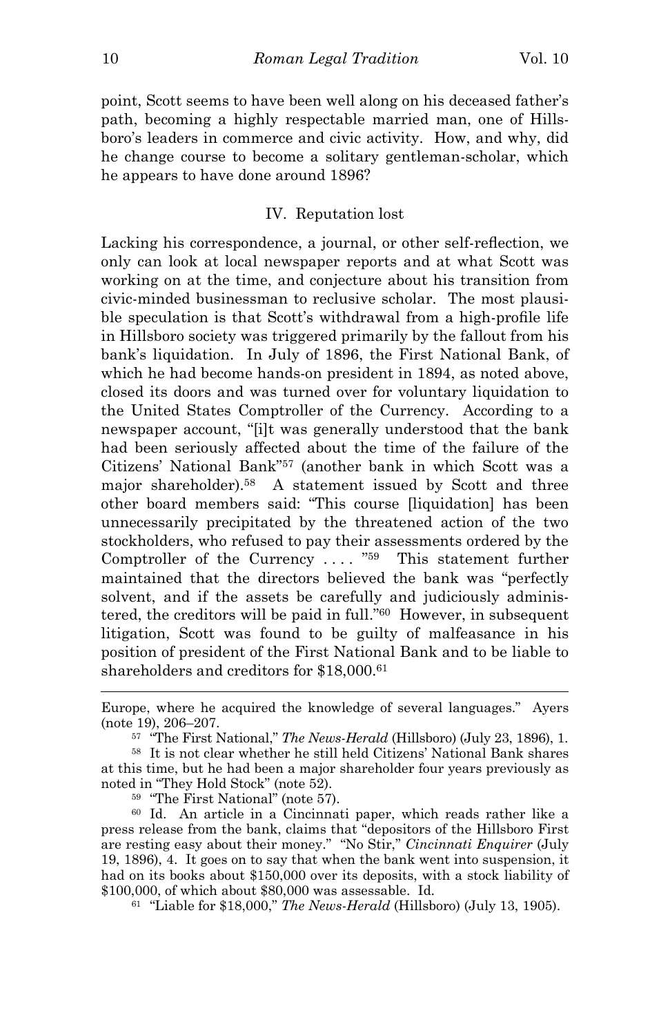point, Scott seems to have been well along on his deceased father's path, becoming a highly respectable married man, one of Hillsboro's leaders in commerce and civic activity. How, and why, did he change course to become a solitary gentleman-scholar, which he appears to have done around 1896?

## IV. Reputation lost

Lacking his correspondence, a journal, or other self-reflection, we only can look at local newspaper reports and at what Scott was working on at the time, and conjecture about his transition from civic-minded businessman to reclusive scholar. The most plausible speculation is that Scott's withdrawal from a high-profile life in Hillsboro society was triggered primarily by the fallout from his bank's liquidation. In July of 1896, the First National Bank, of which he had become hands-on president in 1894, as noted above, closed its doors and was turned over for voluntary liquidation to the United States Comptroller of the Currency. According to a newspaper account, "[i]t was generally understood that the bank had been seriously affected about the time of the failure of the Citizens' National Bank"[57] (another bank in which Scott was a major shareholder).[58] A statement issued by Scott and three other board members said: "This course [liquidation] has been unnecessarily precipitated by the threatened action of the two stockholders, who refused to pay their assessments ordered by the Comptroller of the Currency . . . . "[59] This statement further maintained that the directors believed the bank was "perfectly solvent, and if the assets be carefully and judiciously administered, the creditors will be paid in full."[60] However, in subsequent litigation, Scott was found to be guilty of malfeasance in his position of president of the First National Bank and to be liable to shareholders and creditors for $18,000.[61]

---

Europe, where he acquired the knowledge of several languages." Ayers (note 19), 206–207.

[57] "The First National," *The News-Herald* (Hillsboro) (July 23, 1896), 1.

[58] It is not clear whether he still held Citizens' National Bank shares at this time, but he had been a major shareholder four years previously as noted in "They Hold Stock" (note 52).

[59] "The First National" (note 57).

[60] Id. An article in a Cincinnati paper, which reads rather like a press release from the bank, claims that "depositors of the Hillsboro First are resting easy about their money." "No Stir," *Cincinnati Enquirer* (July 19, 1896), 4. It goes on to say that when the bank went into suspension, it had on its books about $150,000 over its deposits, with a stock liability of $100,000, of which about $80,000 was assessable. Id.

[61] "Liable for $18,000," *The News-Herald* (Hillsboro) (July 13, 1905).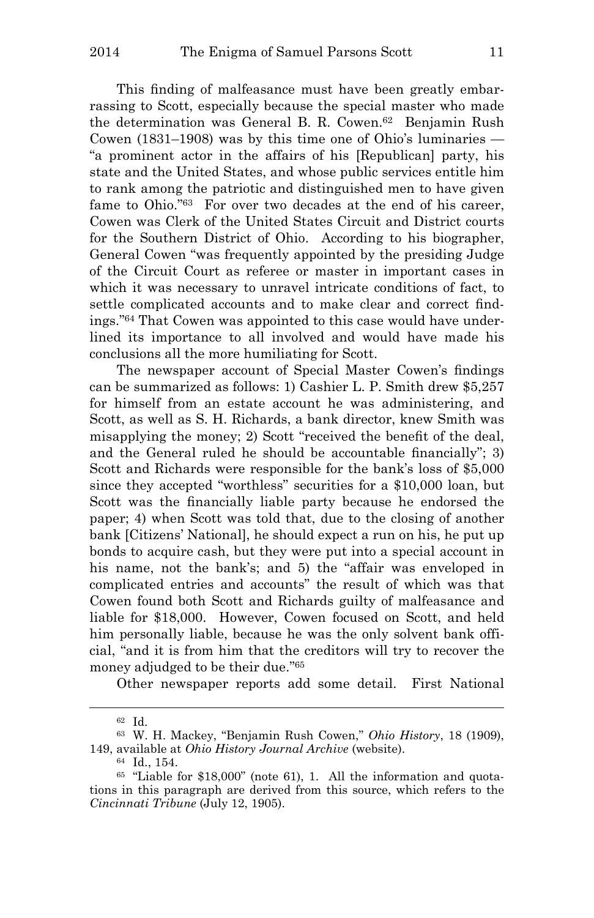This finding of malfeasance must have been greatly embarrassing to Scott, especially because the special master who made the determination was General B. R. Cowen.[62] Benjamin Rush Cowen (1831–1908) was by this time one of Ohio's luminaries — "a prominent actor in the affairs of his [Republican] party, his state and the United States, and whose public services entitle him to rank among the patriotic and distinguished men to have given fame to Ohio."[63] For over two decades at the end of his career, Cowen was Clerk of the United States Circuit and District courts for the Southern District of Ohio. According to his biographer, General Cowen "was frequently appointed by the presiding Judge of the Circuit Court as referee or master in important cases in which it was necessary to unravel intricate conditions of fact, to settle complicated accounts and to make clear and correct findings."[64] That Cowen was appointed to this case would have underlined its importance to all involved and would have made his conclusions all the more humiliating for Scott.

The newspaper account of Special Master Cowen's findings can be summarized as follows: 1) Cashier L. P. Smith drew $5,257 for himself from an estate account he was administering, and Scott, as well as S. H. Richards, a bank director, knew Smith was misapplying the money; 2) Scott "received the benefit of the deal, and the General ruled he should be accountable financially"; 3) Scott and Richards were responsible for the bank's loss of $5,000 since they accepted "worthless" securities for a $10,000 loan, but Scott was the financially liable party because he endorsed the paper; 4) when Scott was told that, due to the closing of another bank [Citizens' National], he should expect a run on his, he put up bonds to acquire cash, but they were put into a special account in his name, not the bank's; and 5) the "affair was enveloped in complicated entries and accounts" the result of which was that Cowen found both Scott and Richards guilty of malfeasance and liable for $18,000. However, Cowen focused on Scott, and held him personally liable, because he was the only solvent bank official, "and it is from him that the creditors will try to recover the money adjudged to be their due."[65]

Other newspaper reports add some detail. First National

---

[62] Id.

[63] W. H. Mackey, "Benjamin Rush Cowen," *Ohio History*, 18 (1909), 149, available at *Ohio History Journal Archive* (website).

[64] Id., 154.

[65] "Liable for $18,000" (note 61), 1. All the information and quotations in this paragraph are derived from this source, which refers to the *Cincinnati Tribune* (July 12, 1905).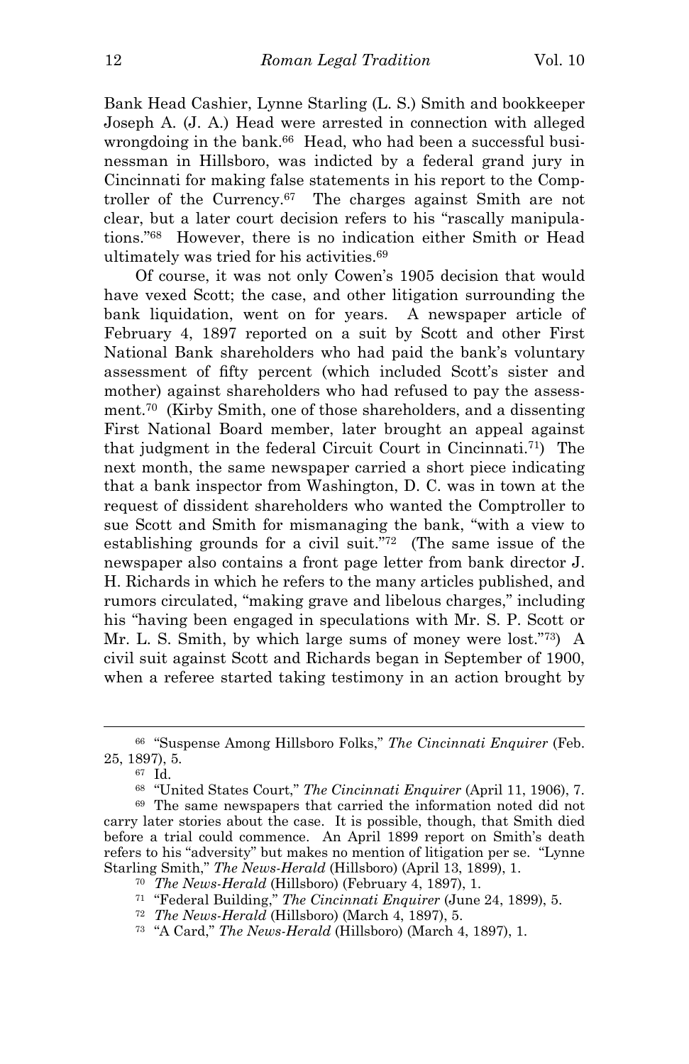Bank Head Cashier, Lynne Starling (L. S.) Smith and bookkeeper Joseph A. (J. A.) Head were arrested in connection with alleged wrongdoing in the bank.[66] Head, who had been a successful businessman in Hillsboro, was indicted by a federal grand jury in Cincinnati for making false statements in his report to the Comptroller of the Currency.[67] The charges against Smith are not clear, but a later court decision refers to his "rascally manipulations."[68] However, there is no indication either Smith or Head ultimately was tried for his activities.[69]

Of course, it was not only Cowen's 1905 decision that would have vexed Scott; the case, and other litigation surrounding the bank liquidation, went on for years. A newspaper article of February 4, 1897 reported on a suit by Scott and other First National Bank shareholders who had paid the bank's voluntary assessment of fifty percent (which included Scott's sister and mother) against shareholders who had refused to pay the assessment.[70] (Kirby Smith, one of those shareholders, and a dissenting First National Board member, later brought an appeal against that judgment in the federal Circuit Court in Cincinnati.[71]) The next month, the same newspaper carried a short piece indicating that a bank inspector from Washington, D. C. was in town at the request of dissident shareholders who wanted the Comptroller to sue Scott and Smith for mismanaging the bank, "with a view to establishing grounds for a civil suit."[72] (The same issue of the newspaper also contains a front page letter from bank director J. H. Richards in which he refers to the many articles published, and rumors circulated, "making grave and libelous charges," including his "having been engaged in speculations with Mr. S. P. Scott or Mr. L. S. Smith, by which large sums of money were lost."[73]) A civil suit against Scott and Richards began in September of 1900, when a referee started taking testimony in an action brought by

---

[66] "Suspense Among Hillsboro Folks," *The Cincinnati Enquirer* (Feb. 25, 1897), 5.

[67] Id.

[68] "United States Court," *The Cincinnati Enquirer* (April 11, 1906), 7.

[69] The same newspapers that carried the information noted did not carry later stories about the case. It is possible, though, that Smith died before a trial could commence. An April 1899 report on Smith's death refers to his "adversity" but makes no mention of litigation per se. "Lynne Starling Smith," *The News-Herald* (Hillsboro) (April 13, 1899), 1.

[70] *The News-Herald* (Hillsboro) (February 4, 1897), 1.

[71] "Federal Building," *The Cincinnati Enquirer* (June 24, 1899), 5.

[72] *The News-Herald* (Hillsboro) (March 4, 1897), 5.

[73] "A Card," *The News-Herald* (Hillsboro) (March 4, 1897), 1.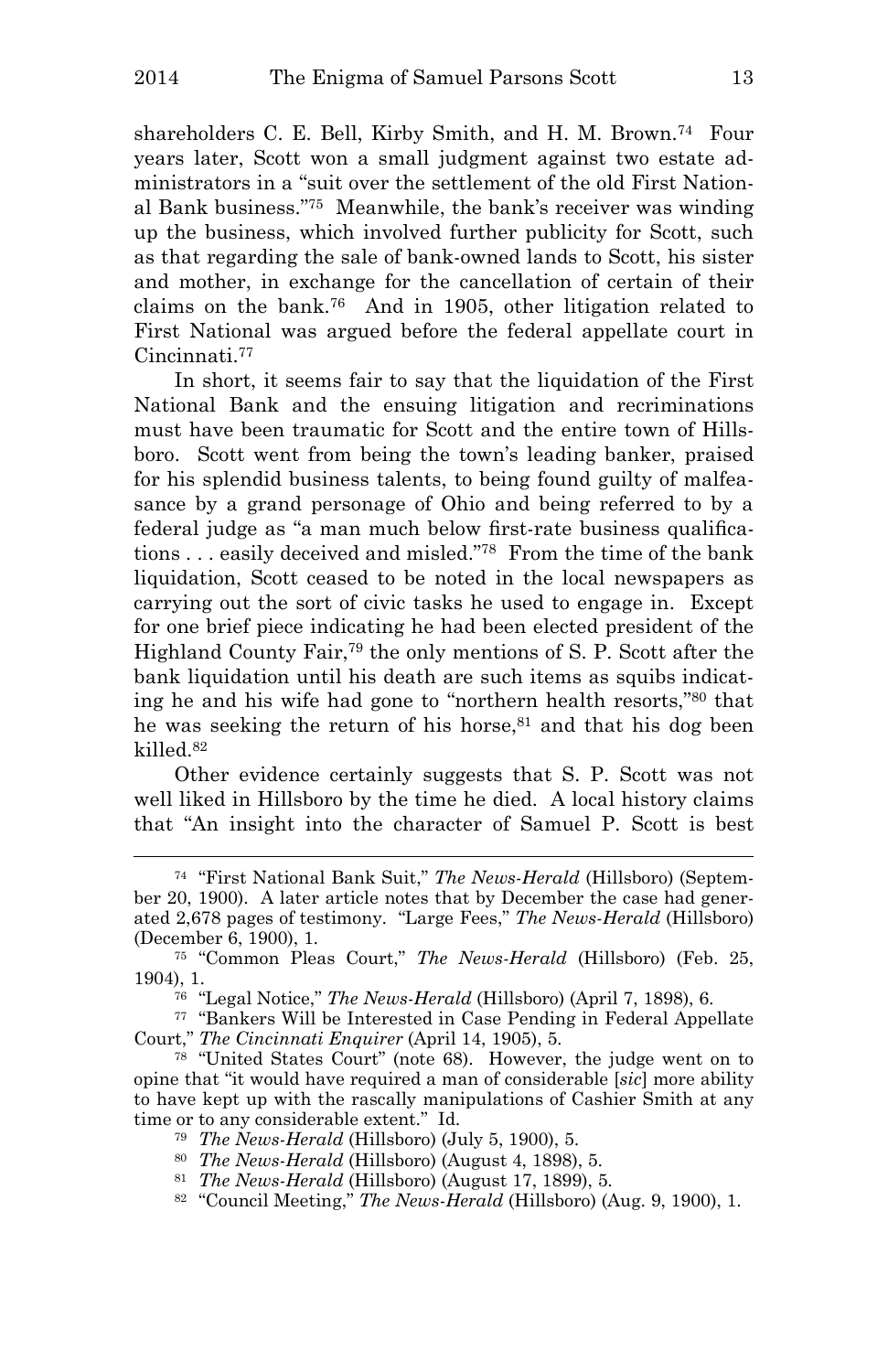shareholders C. E. Bell, Kirby Smith, and H. M. Brown.[74] Four years later, Scott won a small judgment against two estate administrators in a "suit over the settlement of the old First National Bank business."[75] Meanwhile, the bank's receiver was winding up the business, which involved further publicity for Scott, such as that regarding the sale of bank-owned lands to Scott, his sister and mother, in exchange for the cancellation of certain of their claims on the bank.[76] And in 1905, other litigation related to First National was argued before the federal appellate court in Cincinnati.[77]

In short, it seems fair to say that the liquidation of the First National Bank and the ensuing litigation and recriminations must have been traumatic for Scott and the entire town of Hillsboro. Scott went from being the town's leading banker, praised for his splendid business talents, to being found guilty of malfeasance by a grand personage of Ohio and being referred to by a federal judge as "a man much below first-rate business qualifications . . . easily deceived and misled."[78] From the time of the bank liquidation, Scott ceased to be noted in the local newspapers as carrying out the sort of civic tasks he used to engage in. Except for one brief piece indicating he had been elected president of the Highland County Fair,[79] the only mentions of S. P. Scott after the bank liquidation until his death are such items as squibs indicating he and his wife had gone to "northern health resorts,"[80] that he was seeking the return of his horse,[81] and that his dog been killed.[82]

Other evidence certainly suggests that S. P. Scott was not well liked in Hillsboro by the time he died. A local history claims that "An insight into the character of Samuel P. Scott is best

---

[74] "First National Bank Suit," *The News-Herald* (Hillsboro) (September 20, 1900). A later article notes that by December the case had generated 2,678 pages of testimony. "Large Fees," *The News-Herald* (Hillsboro) (December 6, 1900), 1.

[75] "Common Pleas Court," *The News-Herald* (Hillsboro) (Feb. 25, 1904), 1.

[76] "Legal Notice," *The News-Herald* (Hillsboro) (April 7, 1898), 6.

[77] "Bankers Will be Interested in Case Pending in Federal Appellate Court," *The Cincinnati Enquirer* (April 14, 1905), 5.

[78] "United States Court" (note 68). However, the judge went on to opine that "it would have required a man of considerable [*sic*] more ability to have kept up with the rascally manipulations of Cashier Smith at any time or to any considerable extent." Id.

[79] *The News-Herald* (Hillsboro) (July 5, 1900), 5.

[80] *The News-Herald* (Hillsboro) (August 4, 1898), 5.

[81] *The News-Herald* (Hillsboro) (August 17, 1899), 5.

[82] "Council Meeting," *The News-Herald* (Hillsboro) (Aug. 9, 1900), 1.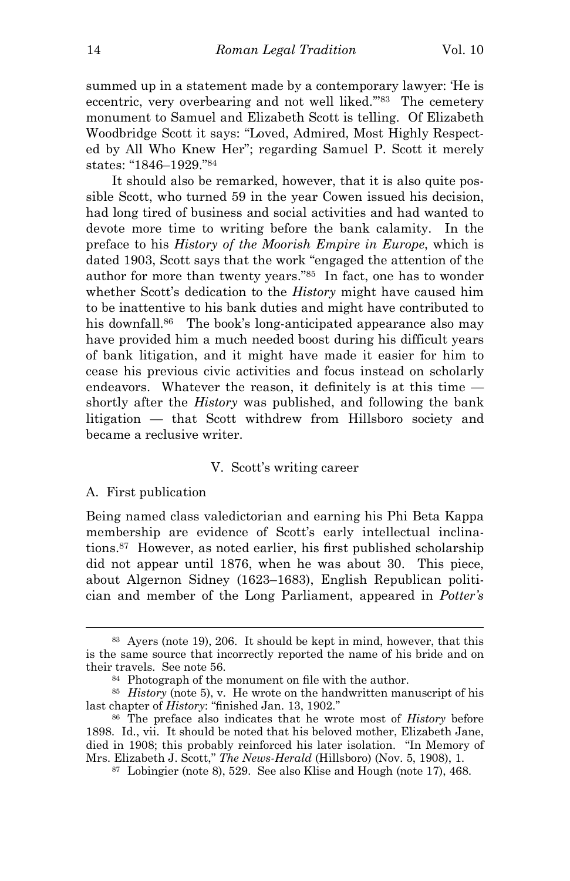summed up in a statement made by a contemporary lawyer: 'He is eccentric, very overbearing and not well liked.'"[83] The cemetery monument to Samuel and Elizabeth Scott is telling. Of Elizabeth Woodbridge Scott it says: "Loved, Admired, Most Highly Respected by All Who Knew Her"; regarding Samuel P. Scott it merely states: "1846–1929."[84]

It should also be remarked, however, that it is also quite possible Scott, who turned 59 in the year Cowen issued his decision, had long tired of business and social activities and had wanted to devote more time to writing before the bank calamity. In the preface to his *History of the Moorish Empire in Europe*, which is dated 1903, Scott says that the work "engaged the attention of the author for more than twenty years."[85] In fact, one has to wonder whether Scott's dedication to the *History* might have caused him to be inattentive to his bank duties and might have contributed to his downfall.[86] The book's long-anticipated appearance also may have provided him a much needed boost during his difficult years of bank litigation, and it might have made it easier for him to cease his previous civic activities and focus instead on scholarly endeavors. Whatever the reason, it definitely is at this time — shortly after the *History* was published, and following the bank litigation — that Scott withdrew from Hillsboro society and became a reclusive writer.

## V. Scott's writing career

### A. First publication

Being named class valedictorian and earning his Phi Beta Kappa membership are evidence of Scott's early intellectual inclinations.[87] However, as noted earlier, his first published scholarship did not appear until 1876, when he was about 30. This piece, about Algernon Sidney (1623–1683), English Republican politician and member of the Long Parliament, appeared in *Potter's*

---

[83] Ayers (note 19), 206. It should be kept in mind, however, that this is the same source that incorrectly reported the name of his bride and on their travels. See note 56.

[84] Photograph of the monument on file with the author.

[85] *History* (note 5), v. He wrote on the handwritten manuscript of his last chapter of *History*: "finished Jan. 13, 1902."

[86] The preface also indicates that he wrote most of *History* before 1898. Id., vii. It should be noted that his beloved mother, Elizabeth Jane, died in 1908; this probably reinforced his later isolation. "In Memory of Mrs. Elizabeth J. Scott," *The News-Herald* (Hillsboro) (Nov. 5, 1908), 1.

[87] Lobingier (note 8), 529. See also Klise and Hough (note 17), 468.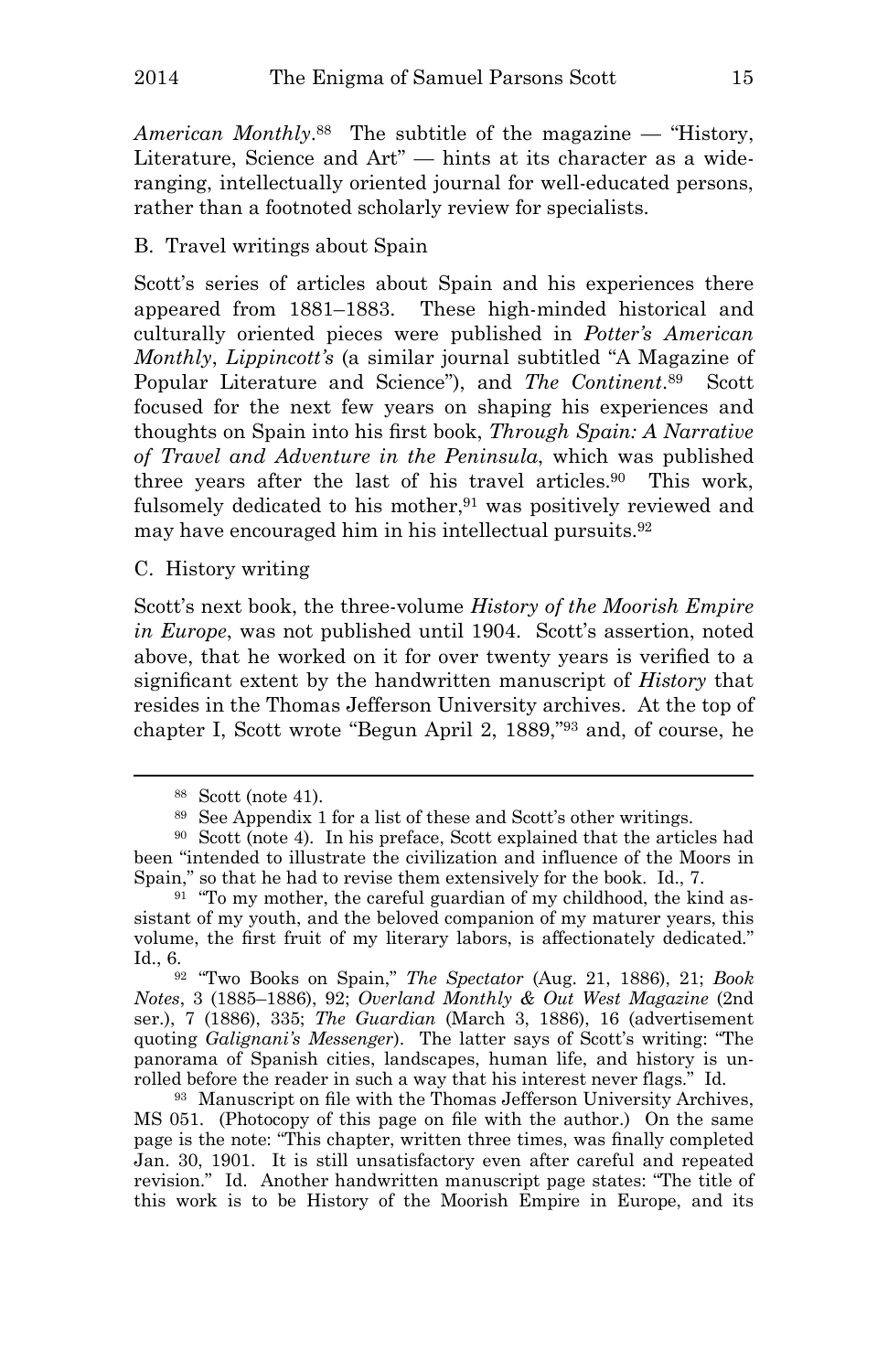*American Monthly*.[88] The subtitle of the magazine — "History, Literature, Science and Art" — hints at its character as a wide-ranging, intellectually oriented journal for well-educated persons, rather than a footnoted scholarly review for specialists.

### B. Travel writings about Spain

Scott's series of articles about Spain and his experiences there appeared from 1881–1883. These high-minded historical and culturally oriented pieces were published in *Potter's American Monthly*, *Lippincott's* (a similar journal subtitled "A Magazine of Popular Literature and Science"), and *The Continent*.[89] Scott focused for the next few years on shaping his experiences and thoughts on Spain into his first book, *Through Spain: A Narrative of Travel and Adventure in the Peninsula*, which was published three years after the last of his travel articles.[90] This work, fulsomely dedicated to his mother,[91] was positively reviewed and may have encouraged him in his intellectual pursuits.[92]

### C. History writing

Scott's next book, the three-volume *History of the Moorish Empire in Europe*, was not published until 1904. Scott's assertion, noted above, that he worked on it for over twenty years is verified to a significant extent by the handwritten manuscript of *History* that resides in the Thomas Jefferson University archives. At the top of chapter I, Scott wrote "Begun April 2, 1889,"[93] and, of course, he

---

[88] Scott (note 41).

[89] See Appendix 1 for a list of these and Scott's other writings.

[90] Scott (note 4). In his preface, Scott explained that the articles had been "intended to illustrate the civilization and influence of the Moors in Spain," so that he had to revise them extensively for the book. Id., 7.

[91] "To my mother, the careful guardian of my childhood, the kind assistant of my youth, and the beloved companion of my maturer years, this volume, the first fruit of my literary labors, is affectionately dedicated." Id., 6.

[92] "Two Books on Spain," *The Spectator* (Aug. 21, 1886), 21; *Book Notes*, 3 (1885–1886), 92; *Overland Monthly & Out West Magazine* (2nd ser.), 7 (1886), 335; *The Guardian* (March 3, 1886), 16 (advertisement quoting *Galignani's Messenger*). The latter says of Scott's writing: "The panorama of Spanish cities, landscapes, human life, and history is unrolled before the reader in such a way that his interest never flags." Id.

[93] Manuscript on file with the Thomas Jefferson University Archives, MS 051. (Photocopy of this page on file with the author.) On the same page is the note: "This chapter, written three times, was finally completed Jan. 30, 1901. It is still unsatisfactory even after careful and repeated revision." Id. Another handwritten manuscript page states: "The title of this work is to be History of the Moorish Empire in Europe, and its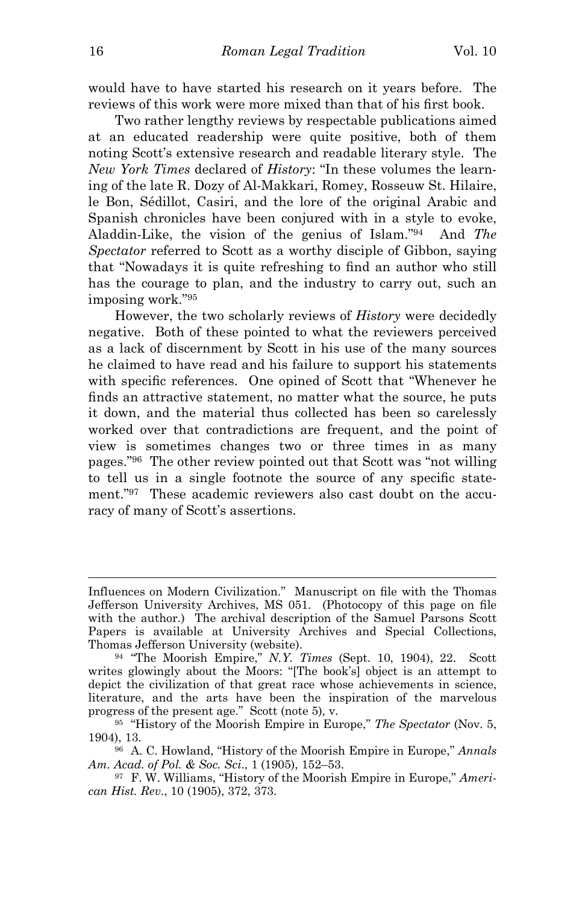would have to have started his research on it years before. The reviews of this work were more mixed than that of his first book.

Two rather lengthy reviews by respectable publications aimed at an educated readership were quite positive, both of them noting Scott's extensive research and readable literary style. The *New York Times* declared of *History*: "In these volumes the learning of the late R. Dozy of Al-Makkari, Romey, Rosseuw St. Hilaire, le Bon, Sédillot, Casiri, and the lore of the original Arabic and Spanish chronicles have been conjured with in a style to evoke, Aladdin-Like, the vision of the genius of Islam."[94] And *The Spectator* referred to Scott as a worthy disciple of Gibbon, saying that "Nowadays it is quite refreshing to find an author who still has the courage to plan, and the industry to carry out, such an imposing work."[95]

However, the two scholarly reviews of *History* were decidedly negative. Both of these pointed to what the reviewers perceived as a lack of discernment by Scott in his use of the many sources he claimed to have read and his failure to support his statements with specific references. One opined of Scott that "Whenever he finds an attractive statement, no matter what the source, he puts it down, and the material thus collected has been so carelessly worked over that contradictions are frequent, and the point of view is sometimes changes two or three times in as many pages."[96] The other review pointed out that Scott was "not willing to tell us in a single footnote the source of any specific statement."[97] These academic reviewers also cast doubt on the accuracy of many of Scott's assertions.

---

Influences on Modern Civilization." Manuscript on file with the Thomas Jefferson University Archives, MS 051. (Photocopy of this page on file with the author.) The archival description of the Samuel Parsons Scott Papers is available at University Archives and Special Collections, Thomas Jefferson University (website).

[94] "The Moorish Empire," *N.Y. Times* (Sept. 10, 1904), 22. Scott writes glowingly about the Moors: "[The book's] object is an attempt to depict the civilization of that great race whose achievements in science, literature, and the arts have been the inspiration of the marvelous progress of the present age." Scott (note 5), v.

[95] "History of the Moorish Empire in Europe," *The Spectator* (Nov. 5, 1904), 13.

[96] A. C. Howland, "History of the Moorish Empire in Europe," *Annals Am. Acad. of Pol. & Soc. Sci.*, 1 (1905), 152–53.

[97] F. W. Williams, "History of the Moorish Empire in Europe," *American Hist. Rev.*, 10 (1905), 372, 373.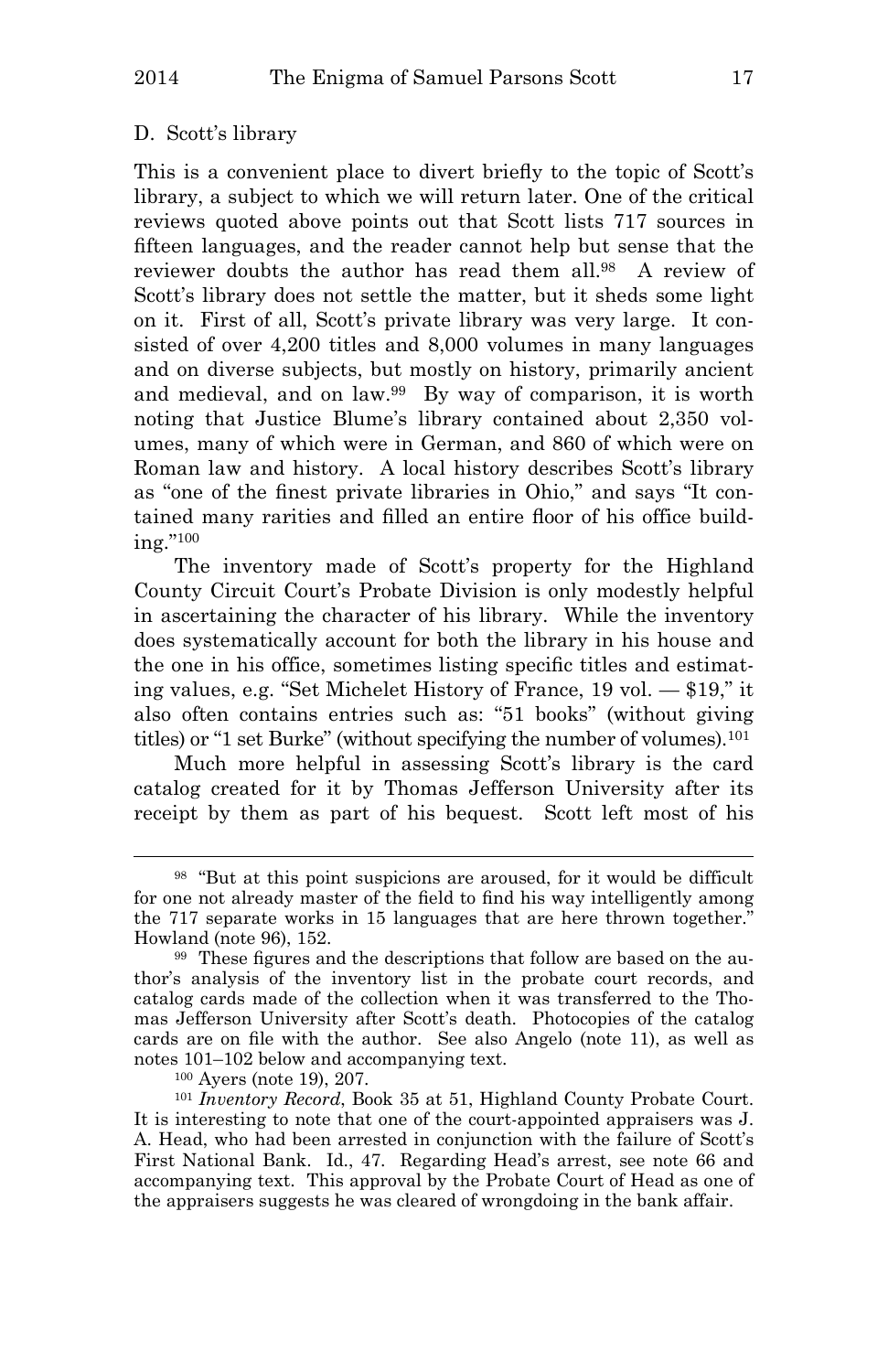### D. Scott's library

This is a convenient place to divert briefly to the topic of Scott's library, a subject to which we will return later. One of the critical reviews quoted above points out that Scott lists 717 sources in fifteen languages, and the reader cannot help but sense that the reviewer doubts the author has read them all.[98] A review of Scott's library does not settle the matter, but it sheds some light on it. First of all, Scott's private library was very large. It consisted of over 4,200 titles and 8,000 volumes in many languages and on diverse subjects, but mostly on history, primarily ancient and medieval, and on law.[99] By way of comparison, it is worth noting that Justice Blume's library contained about 2,350 volumes, many of which were in German, and 860 of which were on Roman law and history. A local history describes Scott's library as "one of the finest private libraries in Ohio," and says "It contained many rarities and filled an entire floor of his office building."[100]

The inventory made of Scott's property for the Highland County Circuit Court's Probate Division is only modestly helpful in ascertaining the character of his library. While the inventory does systematically account for both the library in his house and the one in his office, sometimes listing specific titles and estimating values, e.g. "Set Michelet History of France, 19 vol. — $19," it also often contains entries such as: "51 books" (without giving titles) or "1 set Burke" (without specifying the number of volumes).[101]

Much more helpful in assessing Scott's library is the card catalog created for it by Thomas Jefferson University after its receipt by them as part of his bequest. Scott left most of his

---

[98] "But at this point suspicions are aroused, for it would be difficult for one not already master of the field to find his way intelligently among the 717 separate works in 15 languages that are here thrown together." Howland (note 96), 152.

[99] These figures and the descriptions that follow are based on the author's analysis of the inventory list in the probate court records, and catalog cards made of the collection when it was transferred to the Thomas Jefferson University after Scott's death. Photocopies of the catalog cards are on file with the author. See also Angelo (note 11), as well as notes 101–102 below and accompanying text.

[100] Ayers (note 19), 207.

[101] *Inventory Record*, Book 35 at 51, Highland County Probate Court. It is interesting to note that one of the court-appointed appraisers was J. A. Head, who had been arrested in conjunction with the failure of Scott's First National Bank. Id., 47. Regarding Head's arrest, see note 66 and accompanying text. This approval by the Probate Court of Head as one of the appraisers suggests he was cleared of wrongdoing in the bank affair.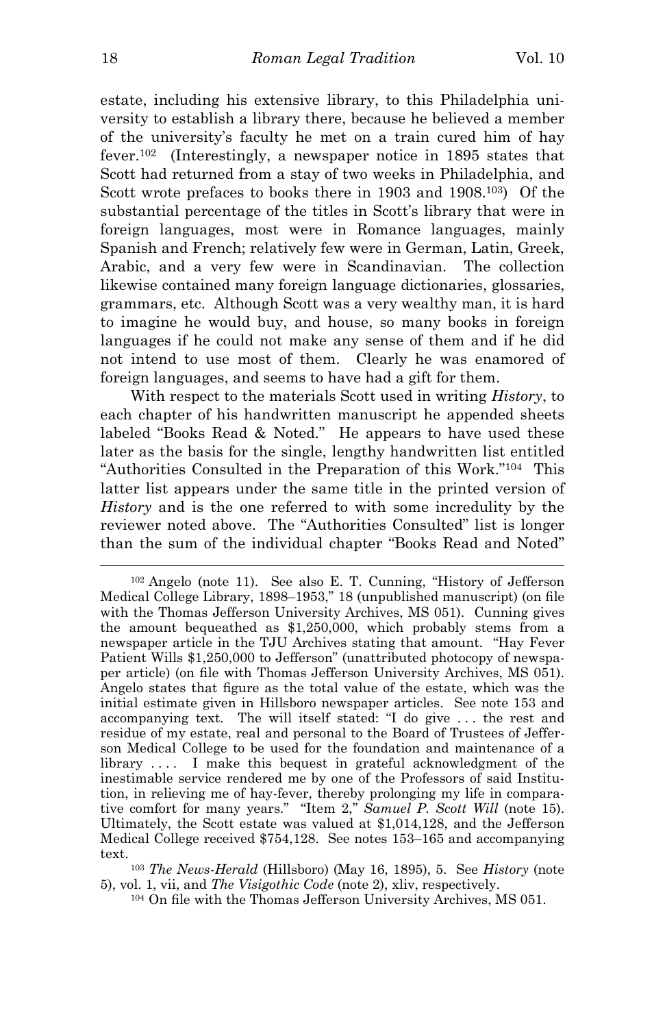estate, including his extensive library, to this Philadelphia university to establish a library there, because he believed a member of the university's faculty he met on a train cured him of hay fever.[102] (Interestingly, a newspaper notice in 1895 states that Scott had returned from a stay of two weeks in Philadelphia, and Scott wrote prefaces to books there in 1903 and 1908.[103]) Of the substantial percentage of the titles in Scott's library that were in foreign languages, most were in Romance languages, mainly Spanish and French; relatively few were in German, Latin, Greek, Arabic, and a very few were in Scandinavian. The collection likewise contained many foreign language dictionaries, glossaries, grammars, etc. Although Scott was a very wealthy man, it is hard to imagine he would buy, and house, so many books in foreign languages if he could not make any sense of them and if he did not intend to use most of them. Clearly he was enamored of foreign languages, and seems to have had a gift for them.

With respect to the materials Scott used in writing *History*, to each chapter of his handwritten manuscript he appended sheets labeled "Books Read & Noted." He appears to have used these later as the basis for the single, lengthy handwritten list entitled "Authorities Consulted in the Preparation of this Work."[104] This latter list appears under the same title in the printed version of *History* and is the one referred to with some incredulity by the reviewer noted above. The "Authorities Consulted" list is longer than the sum of the individual chapter "Books Read and Noted"

---

[102] Angelo (note 11). See also E. T. Cunning, "History of Jefferson Medical College Library, 1898–1953," 18 (unpublished manuscript) (on file with the Thomas Jefferson University Archives, MS 051). Cunning gives the amount bequeathed as $1,250,000, which probably stems from a newspaper article in the TJU Archives stating that amount. "Hay Fever Patient Wills $1,250,000 to Jefferson" (unattributed photocopy of newspaper article) (on file with Thomas Jefferson University Archives, MS 051). Angelo states that figure as the total value of the estate, which was the initial estimate given in Hillsboro newspaper articles. See note 153 and accompanying text. The will itself stated: "I do give . . . the rest and residue of my estate, real and personal to the Board of Trustees of Jefferson Medical College to be used for the foundation and maintenance of a library . . . . I make this bequest in grateful acknowledgment of the inestimable service rendered me by one of the Professors of said Institution, in relieving me of hay-fever, thereby prolonging my life in comparative comfort for many years." "Item 2," *Samuel P. Scott Will* (note 15). Ultimately, the Scott estate was valued at $1,014,128, and the Jefferson Medical College received $754,128. See notes 153–165 and accompanying text.

[103] *The News-Herald* (Hillsboro) (May 16, 1895), 5. See *History* (note 5), vol. 1, vii, and *The Visigothic Code* (note 2), xliv, respectively.

[104] On file with the Thomas Jefferson University Archives, MS 051.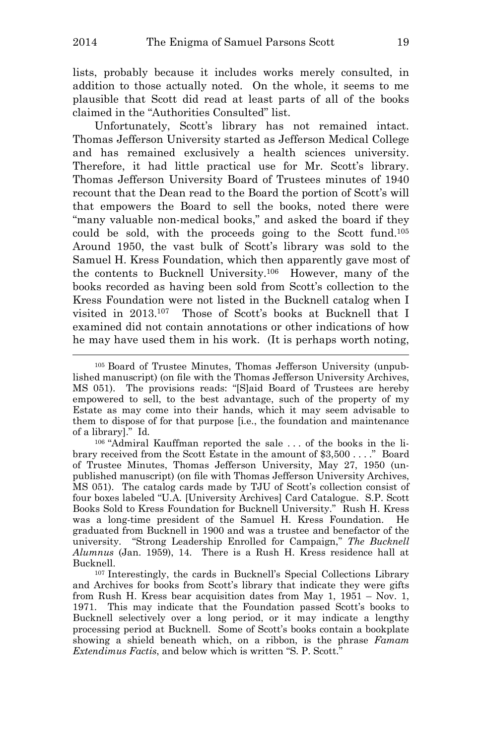lists, probably because it includes works merely consulted, in addition to those actually noted. On the whole, it seems to me plausible that Scott did read at least parts of all of the books claimed in the "Authorities Consulted" list.

Unfortunately, Scott's library has not remained intact. Thomas Jefferson University started as Jefferson Medical College and has remained exclusively a health sciences university. Therefore, it had little practical use for Mr. Scott's library. Thomas Jefferson University Board of Trustees minutes of 1940 recount that the Dean read to the Board the portion of Scott's will that empowers the Board to sell the books, noted there were "many valuable non-medical books," and asked the board if they could be sold, with the proceeds going to the Scott fund.[105] Around 1950, the vast bulk of Scott's library was sold to the Samuel H. Kress Foundation, which then apparently gave most of the contents to Bucknell University.[106] However, many of the books recorded as having been sold from Scott's collection to the Kress Foundation were not listed in the Bucknell catalog when I visited in 2013.[107] Those of Scott's books at Bucknell that I examined did not contain annotations or other indications of how he may have used them in his work. (It is perhaps worth noting,

---

[105] Board of Trustee Minutes, Thomas Jefferson University (unpublished manuscript) (on file with the Thomas Jefferson University Archives, MS 051). The provisions reads: "[S]aid Board of Trustees are hereby empowered to sell, to the best advantage, such of the property of my Estate as may come into their hands, which it may seem advisable to them to dispose of for that purpose [i.e., the foundation and maintenance of a library]." Id.

[106] "Admiral Kauffman reported the sale . . . of the books in the library received from the Scott Estate in the amount of $3,500 . . . ." Board of Trustee Minutes, Thomas Jefferson University, May 27, 1950 (unpublished manuscript) (on file with Thomas Jefferson University Archives, MS 051). The catalog cards made by TJU of Scott's collection consist of four boxes labeled "U.A. [University Archives] Card Catalogue. S.P. Scott Books Sold to Kress Foundation for Bucknell University." Rush H. Kress was a long-time president of the Samuel H. Kress Foundation. He graduated from Bucknell in 1900 and was a trustee and benefactor of the university. "Strong Leadership Enrolled for Campaign," *The Bucknell Alumnus* (Jan. 1959), 14. There is a Rush H. Kress residence hall at Bucknell.

[107] Interestingly, the cards in Bucknell's Special Collections Library and Archives for books from Scott's library that indicate they were gifts from Rush H. Kress bear acquisition dates from May 1, 1951 – Nov. 1, 1971. This may indicate that the Foundation passed Scott's books to Bucknell selectively over a long period, or it may indicate a lengthy processing period at Bucknell. Some of Scott's books contain a bookplate showing a shield beneath which, on a ribbon, is the phrase *Famam Extendimus Factis*, and below which is written "S. P. Scott."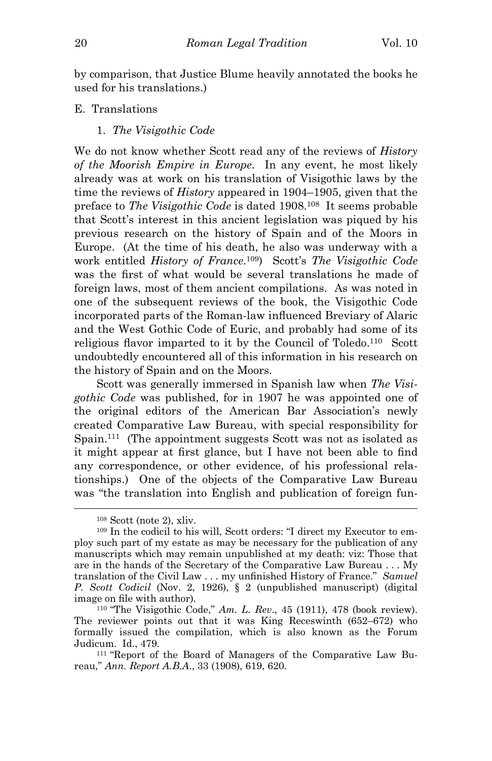by comparison, that Justice Blume heavily annotated the books he used for his translations.)

## E. Translations

### 1. *The Visigothic Code*

We do not know whether Scott read any of the reviews of *History of the Moorish Empire in Europe*. In any event, he most likely already was at work on his translation of Visigothic laws by the time the reviews of *History* appeared in 1904–1905, given that the preface to *The Visigothic Code* is dated 1908.[108] It seems probable that Scott's interest in this ancient legislation was piqued by his previous research on the history of Spain and of the Moors in Europe. (At the time of his death, he also was underway with a work entitled *History of France*.[109]) Scott's *The Visigothic Code* was the first of what would be several translations he made of foreign laws, most of them ancient compilations. As was noted in one of the subsequent reviews of the book, the Visigothic Code incorporated parts of the Roman-law influenced Breviary of Alaric and the West Gothic Code of Euric, and probably had some of its religious flavor imparted to it by the Council of Toledo.[110] Scott undoubtedly encountered all of this information in his research on the history of Spain and on the Moors.

Scott was generally immersed in Spanish law when *The Visigothic Code* was published, for in 1907 he was appointed one of the original editors of the American Bar Association's newly created Comparative Law Bureau, with special responsibility for Spain.[111] (The appointment suggests Scott was not as isolated as it might appear at first glance, but I have not been able to find any correspondence, or other evidence, of his professional relationships.) One of the objects of the Comparative Law Bureau was "the translation into English and publication of foreign fun-

---

[108] Scott (note 2), xliv.

[109] In the codicil to his will, Scott orders: "I direct my Executor to employ such part of my estate as may be necessary for the publication of any manuscripts which may remain unpublished at my death: viz: Those that are in the hands of the Secretary of the Comparative Law Bureau . . . My translation of the Civil Law . . . my unfinished History of France." *Samuel P. Scott Codicil* (Nov. 2, 1926), § 2 (unpublished manuscript) (digital image on file with author).

[110] "The Visigothic Code," *Am. L. Rev*., 45 (1911), 478 (book review). The reviewer points out that it was King Receswinth (652–672) who formally issued the compilation, which is also known as the Forum Judicum. Id., 479.

[111] "Report of the Board of Managers of the Comparative Law Bureau," *Ann. Report A.B.A*., 33 (1908), 619, 620.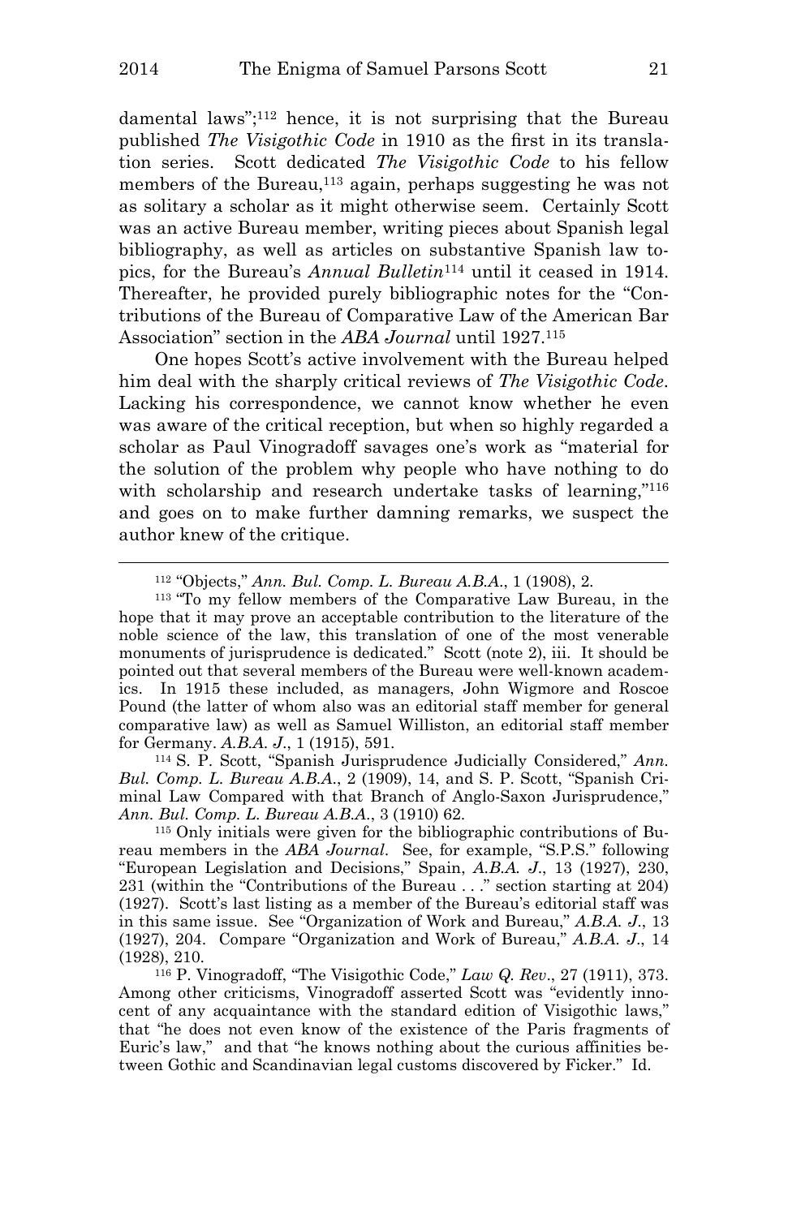damental laws";[112] hence, it is not surprising that the Bureau published *The Visigothic Code* in 1910 as the first in its translation series. Scott dedicated *The Visigothic Code* to his fellow members of the Bureau,[113] again, perhaps suggesting he was not as solitary a scholar as it might otherwise seem. Certainly Scott was an active Bureau member, writing pieces about Spanish legal bibliography, as well as articles on substantive Spanish law topics, for the Bureau's *Annual Bulletin*[114] until it ceased in 1914. Thereafter, he provided purely bibliographic notes for the "Contributions of the Bureau of Comparative Law of the American Bar Association" section in the *ABA Journal* until 1927.[115]

One hopes Scott's active involvement with the Bureau helped him deal with the sharply critical reviews of *The Visigothic Code*. Lacking his correspondence, we cannot know whether he even was aware of the critical reception, but when so highly regarded a scholar as Paul Vinogradoff savages one's work as "material for the solution of the problem why people who have nothing to do with scholarship and research undertake tasks of learning,"[116] and goes on to make further damning remarks, we suspect the author knew of the critique.

---

[112] "Objects," *Ann. Bul. Comp. L. Bureau A.B.A.*, 1 (1908), 2.

[113] "To my fellow members of the Comparative Law Bureau, in the hope that it may prove an acceptable contribution to the literature of the noble science of the law, this translation of one of the most venerable monuments of jurisprudence is dedicated." Scott (note 2), iii. It should be pointed out that several members of the Bureau were well-known academics. In 1915 these included, as managers, John Wigmore and Roscoe Pound (the latter of whom also was an editorial staff member for general comparative law) as well as Samuel Williston, an editorial staff member for Germany. *A.B.A. J.*, 1 (1915), 591.

[114] S. P. Scott, "Spanish Jurisprudence Judicially Considered," *Ann. Bul. Comp. L. Bureau A.B.A.*, 2 (1909), 14, and S. P. Scott, "Spanish Criminal Law Compared with that Branch of Anglo-Saxon Jurisprudence," *Ann. Bul. Comp. L. Bureau A.B.A.*, 3 (1910) 62.

[115] Only initials were given for the bibliographic contributions of Bureau members in the *ABA Journal*. See, for example, "S.P.S." following "European Legislation and Decisions," Spain, *A.B.A. J.*, 13 (1927), 230, 231 (within the "Contributions of the Bureau . . ." section starting at 204) (1927). Scott's last listing as a member of the Bureau's editorial staff was in this same issue. See "Organization of Work and Bureau," *A.B.A. J.*, 13 (1927), 204. Compare "Organization and Work of Bureau," *A.B.A. J.*, 14 (1928), 210.

[116] P. Vinogradoff, "The Visigothic Code," *Law Q. Rev.*, 27 (1911), 373. Among other criticisms, Vinogradoff asserted Scott was "evidently innocent of any acquaintance with the standard edition of Visigothic laws," that "he does not even know of the existence of the Paris fragments of Euric's law," and that "he knows nothing about the curious affinities between Gothic and Scandinavian legal customs discovered by Ficker." Id.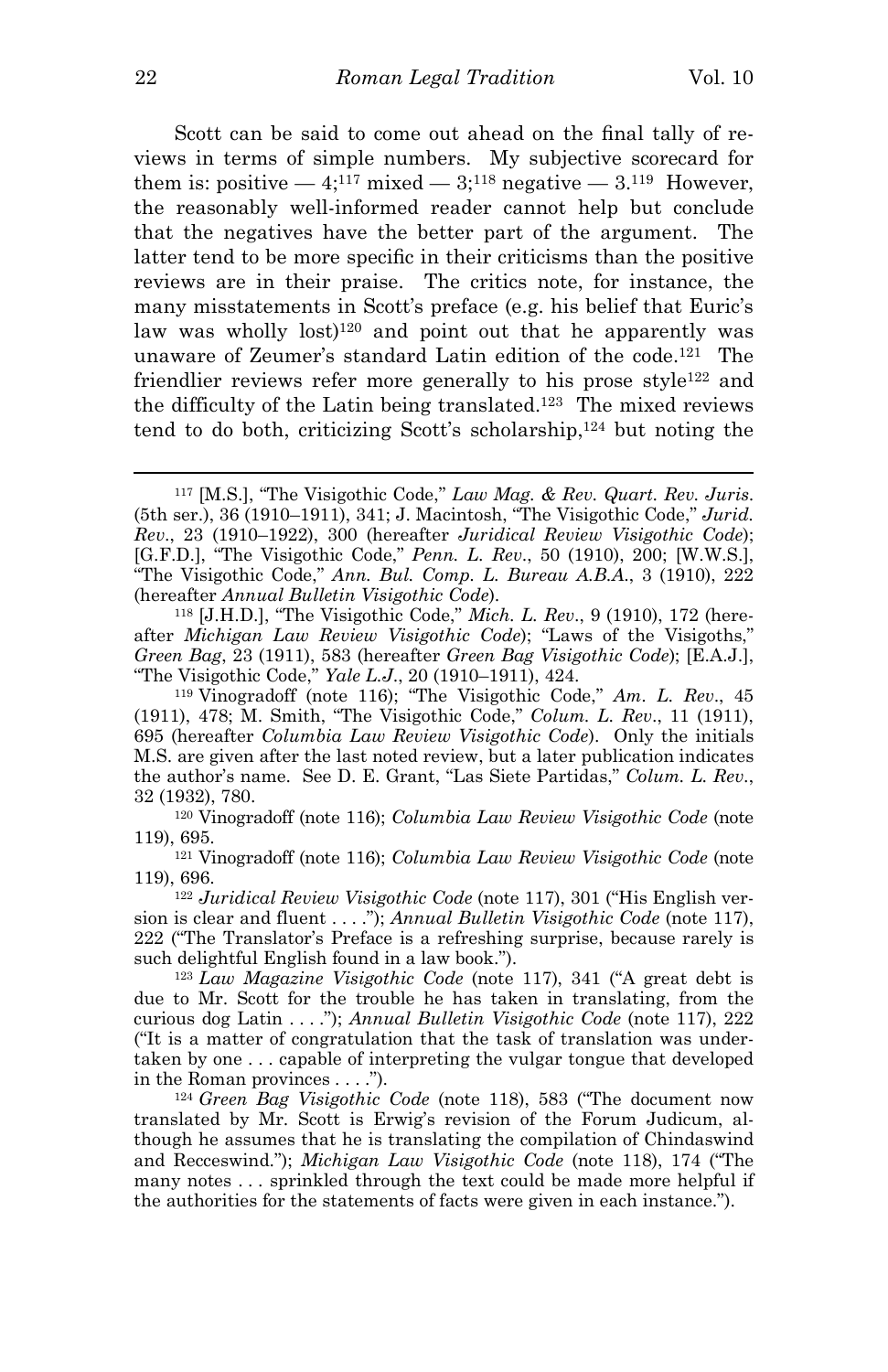Scott can be said to come out ahead on the final tally of reviews in terms of simple numbers. My subjective scorecard for them is: positive — 4;[117] mixed — 3;[118] negative — 3.[119] However, the reasonably well-informed reader cannot help but conclude that the negatives have the better part of the argument. The latter tend to be more specific in their criticisms than the positive reviews are in their praise. The critics note, for instance, the many misstatements in Scott's preface (e.g. his belief that Euric's law was wholly lost)[120] and point out that he apparently was unaware of Zeumer's standard Latin edition of the code.[121] The friendlier reviews refer more generally to his prose style[122] and the difficulty of the Latin being translated.[123] The mixed reviews tend to do both, criticizing Scott's scholarship,[124] but noting the

---

[117] [M.S.], "The Visigothic Code," *Law Mag. & Rev. Quart. Rev. Juris.* (5th ser.), 36 (1910–1911), 341; J. Macintosh, "The Visigothic Code," *Jurid. Rev.*, 23 (1910–1922), 300 (hereafter *Juridical Review Visigothic Code*); [G.F.D.], "The Visigothic Code," *Penn. L. Rev.*, 50 (1910), 200; [W.W.S.], "The Visigothic Code," *Ann. Bul. Comp. L. Bureau A.B.A.*, 3 (1910), 222 (hereafter *Annual Bulletin Visigothic Code*).

[118] [J.H.D.], "The Visigothic Code," *Mich. L. Rev.*, 9 (1910), 172 (hereafter *Michigan Law Review Visigothic Code*); "Laws of the Visigoths," *Green Bag*, 23 (1911), 583 (hereafter *Green Bag Visigothic Code*); [E.A.J.], "The Visigothic Code," *Yale L.J.*, 20 (1910–1911), 424.

[119] Vinogradoff (note 116); "The Visigothic Code," *Am. L. Rev.*, 45 (1911), 478; M. Smith, "The Visigothic Code," *Colum. L. Rev.*, 11 (1911), 695 (hereafter *Columbia Law Review Visigothic Code*). Only the initials M.S. are given after the last noted review, but a later publication indicates the author's name. See D. E. Grant, "Las Siete Partidas," *Colum. L. Rev.*, 32 (1932), 780.

[120] Vinogradoff (note 116); *Columbia Law Review Visigothic Code* (note 119), 695.

[121] Vinogradoff (note 116); *Columbia Law Review Visigothic Code* (note 119), 696.

[122] *Juridical Review Visigothic Code* (note 117), 301 ("His English version is clear and fluent . . . ."); *Annual Bulletin Visigothic Code* (note 117), 222 ("The Translator's Preface is a refreshing surprise, because rarely is such delightful English found in a law book.").

[123] *Law Magazine Visigothic Code* (note 117), 341 ("A great debt is due to Mr. Scott for the trouble he has taken in translating, from the curious dog Latin . . . ."); *Annual Bulletin Visigothic Code* (note 117), 222 ("It is a matter of congratulation that the task of translation was undertaken by one . . . capable of interpreting the vulgar tongue that developed in the Roman provinces . . . .").

[124] *Green Bag Visigothic Code* (note 118), 583 ("The document now translated by Mr. Scott is Erwig's revision of the Forum Judicum, although he assumes that he is translating the compilation of Chindaswind and Recceswind."); *Michigan Law Visigothic Code* (note 118), 174 ("The many notes . . . sprinkled through the text could be made more helpful if the authorities for the statements of facts were given in each instance.").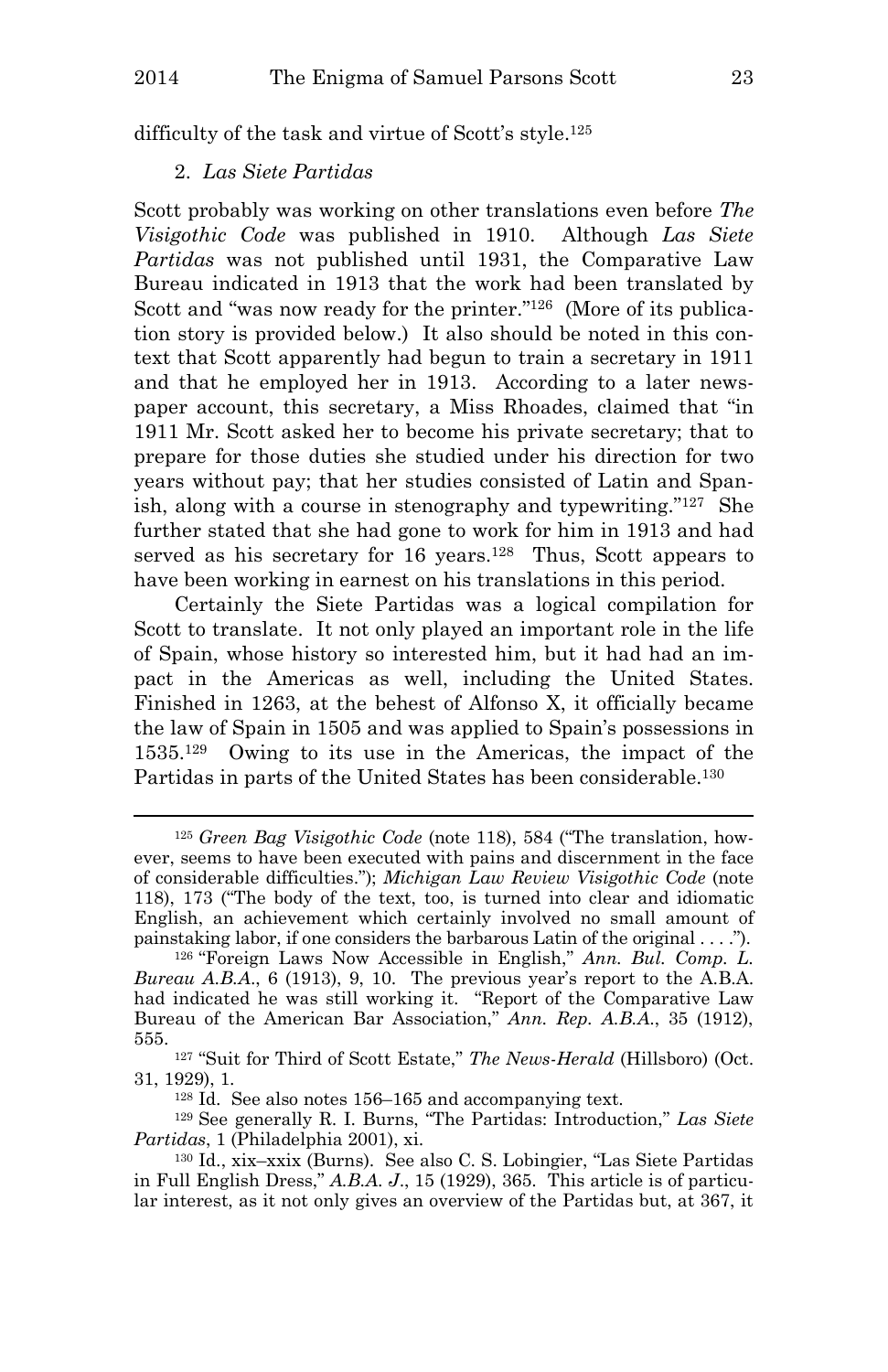difficulty of the task and virtue of Scott's style.[125]

2. *Las Siete Partidas*

Scott probably was working on other translations even before *The Visigothic Code* was published in 1910. Although *Las Siete Partidas* was not published until 1931, the Comparative Law Bureau indicated in 1913 that the work had been translated by Scott and "was now ready for the printer."[126] (More of its publication story is provided below.) It also should be noted in this context that Scott apparently had begun to train a secretary in 1911 and that he employed her in 1913. According to a later newspaper account, this secretary, a Miss Rhoades, claimed that "in 1911 Mr. Scott asked her to become his private secretary; that to prepare for those duties she studied under his direction for two years without pay; that her studies consisted of Latin and Spanish, along with a course in stenography and typewriting."[127] She further stated that she had gone to work for him in 1913 and had served as his secretary for 16 years.[128] Thus, Scott appears to have been working in earnest on his translations in this period.

Certainly the Siete Partidas was a logical compilation for Scott to translate. It not only played an important role in the life of Spain, whose history so interested him, but it had had an impact in the Americas as well, including the United States. Finished in 1263, at the behest of Alfonso X, it officially became the law of Spain in 1505 and was applied to Spain's possessions in 1535.[129] Owing to its use in the Americas, the impact of the Partidas in parts of the United States has been considerable.[130]

---

[125] *Green Bag Visigothic Code* (note 118), 584 ("The translation, however, seems to have been executed with pains and discernment in the face of considerable difficulties."); *Michigan Law Review Visigothic Code* (note 118), 173 ("The body of the text, too, is turned into clear and idiomatic English, an achievement which certainly involved no small amount of painstaking labor, if one considers the barbarous Latin of the original . . . .").

[126] "Foreign Laws Now Accessible in English," *Ann. Bul. Comp. L. Bureau A.B.A.*, 6 (1913), 9, 10. The previous year's report to the A.B.A. had indicated he was still working it. "Report of the Comparative Law Bureau of the American Bar Association," *Ann. Rep. A.B.A.*, 35 (1912), 555.

[127] "Suit for Third of Scott Estate," *The News-Herald* (Hillsboro) (Oct. 31, 1929), 1.

[128] Id. See also notes 156–165 and accompanying text.

[129] See generally R. I. Burns, "The Partidas: Introduction," *Las Siete Partidas*, 1 (Philadelphia 2001), xi.

[130] Id., xix–xxix (Burns). See also C. S. Lobingier, "Las Siete Partidas in Full English Dress," *A.B.A. J.*, 15 (1929), 365. This article is of particular interest, as it not only gives an overview of the Partidas but, at 367, it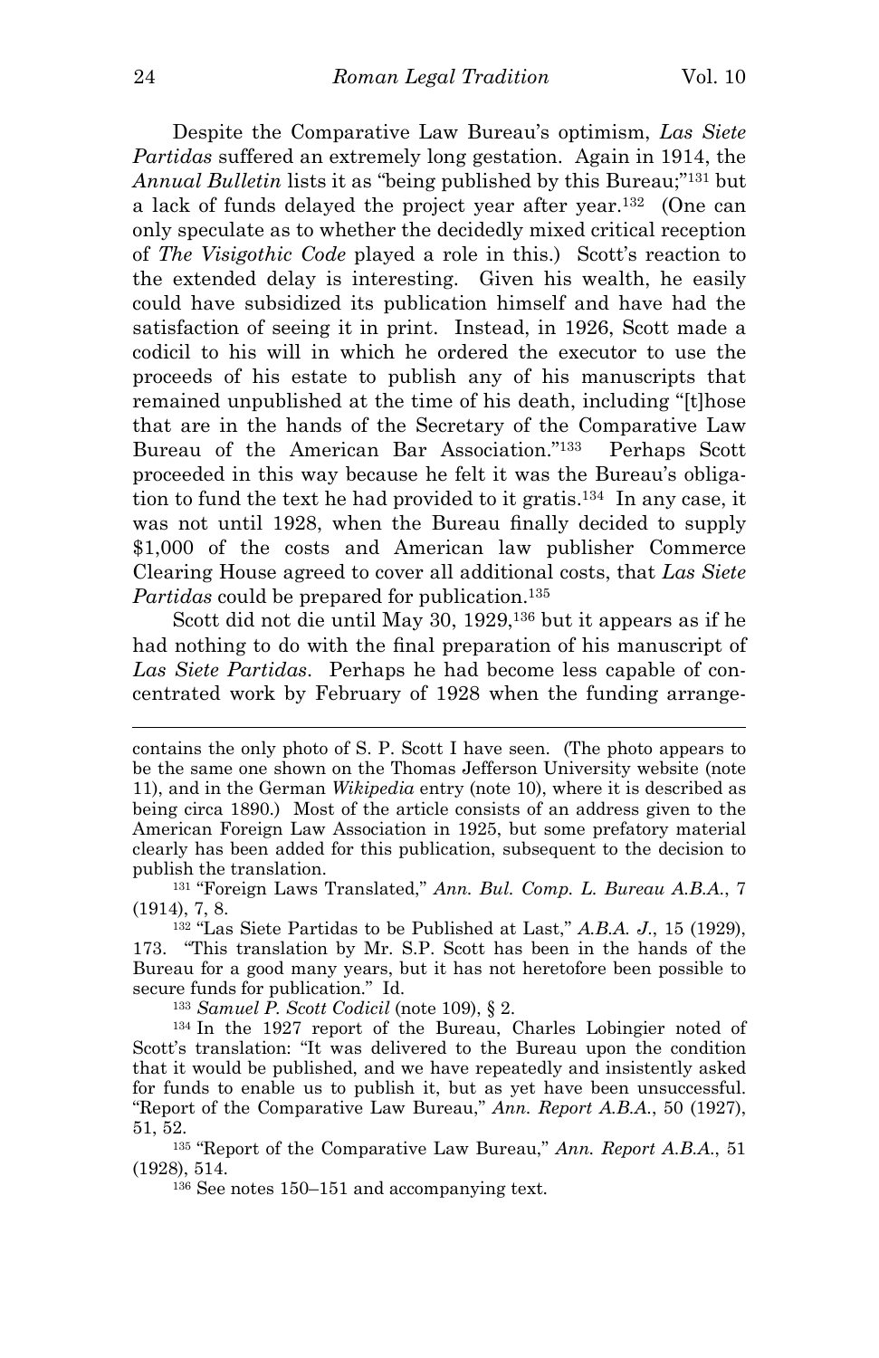Despite the Comparative Law Bureau's optimism, *Las Siete Partidas* suffered an extremely long gestation. Again in 1914, the *Annual Bulletin* lists it as "being published by this Bureau;"[131] but a lack of funds delayed the project year after year.[132] (One can only speculate as to whether the decidedly mixed critical reception of *The Visigothic Code* played a role in this.) Scott's reaction to the extended delay is interesting. Given his wealth, he easily could have subsidized its publication himself and have had the satisfaction of seeing it in print. Instead, in 1926, Scott made a codicil to his will in which he ordered the executor to use the proceeds of his estate to publish any of his manuscripts that remained unpublished at the time of his death, including "[t]hose that are in the hands of the Secretary of the Comparative Law Bureau of the American Bar Association."[133] Perhaps Scott proceeded in this way because he felt it was the Bureau's obligation to fund the text he had provided to it gratis.[134] In any case, it was not until 1928, when the Bureau finally decided to supply $1,000 of the costs and American law publisher Commerce Clearing House agreed to cover all additional costs, that *Las Siete Partidas* could be prepared for publication.[135]

Scott did not die until May 30, 1929,[136] but it appears as if he had nothing to do with the final preparation of his manuscript of *Las Siete Partidas*. Perhaps he had become less capable of concentrated work by February of 1928 when the funding arrange-

---

contains the only photo of S. P. Scott I have seen. (The photo appears to be the same one shown on the Thomas Jefferson University website (note 11), and in the German *Wikipedia* entry (note 10), where it is described as being circa 1890.) Most of the article consists of an address given to the American Foreign Law Association in 1925, but some prefatory material clearly has been added for this publication, subsequent to the decision to publish the translation.

[131] "Foreign Laws Translated," *Ann. Bul. Comp. L. Bureau A.B.A.*, 7 (1914), 7, 8.

[132] "Las Siete Partidas to be Published at Last," *A.B.A. J.*, 15 (1929), 173. "This translation by Mr. S.P. Scott has been in the hands of the Bureau for a good many years, but it has not heretofore been possible to secure funds for publication." Id.

[133] *Samuel P. Scott Codicil* (note 109), § 2.

[134] In the 1927 report of the Bureau, Charles Lobingier noted of Scott's translation: "It was delivered to the Bureau upon the condition that it would be published, and we have repeatedly and insistently asked for funds to enable us to publish it, but as yet have been unsuccessful. "Report of the Comparative Law Bureau," *Ann. Report A.B.A.*, 50 (1927), 51, 52.

[135] "Report of the Comparative Law Bureau," *Ann. Report A.B.A.*, 51 (1928), 514.

[136] See notes 150–151 and accompanying text.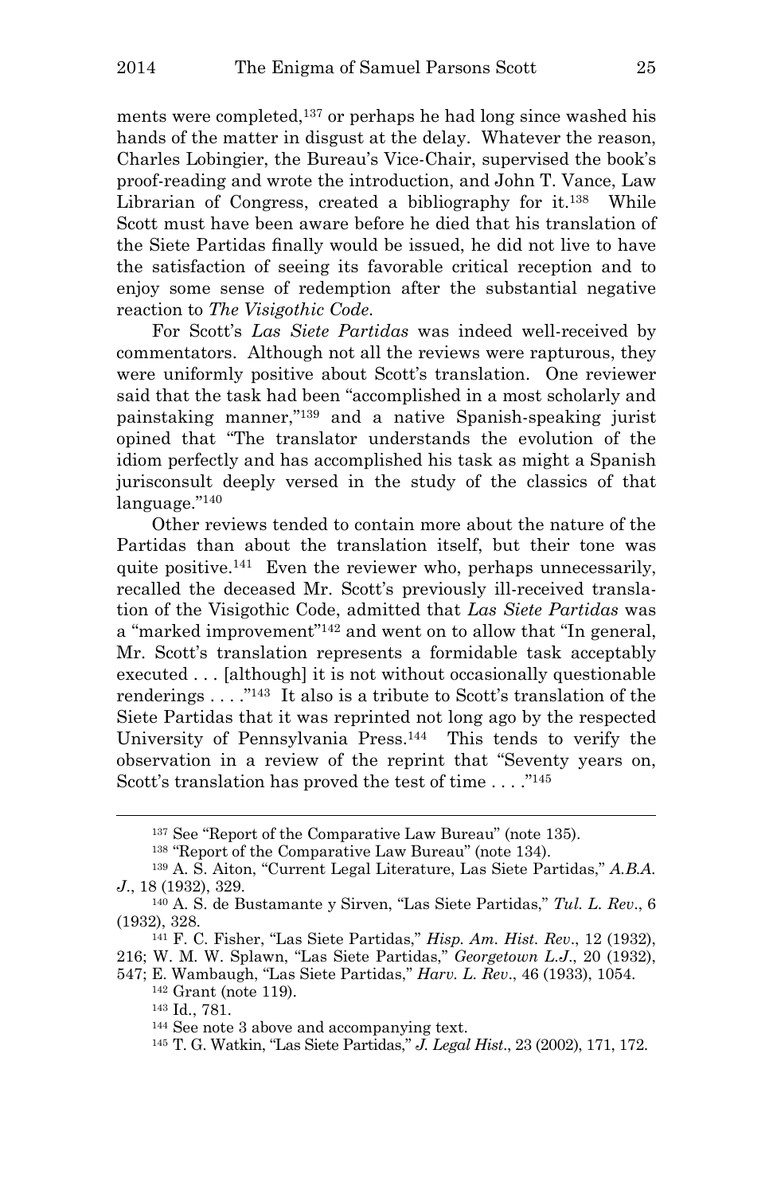ments were completed,[137] or perhaps he had long since washed his hands of the matter in disgust at the delay. Whatever the reason, Charles Lobingier, the Bureau's Vice-Chair, supervised the book's proof-reading and wrote the introduction, and John T. Vance, Law Librarian of Congress, created a bibliography for it.[138] While Scott must have been aware before he died that his translation of the Siete Partidas finally would be issued, he did not live to have the satisfaction of seeing its favorable critical reception and to enjoy some sense of redemption after the substantial negative reaction to *The Visigothic Code*.

For Scott's *Las Siete Partidas* was indeed well-received by commentators. Although not all the reviews were rapturous, they were uniformly positive about Scott's translation. One reviewer said that the task had been "accomplished in a most scholarly and painstaking manner,"[139] and a native Spanish-speaking jurist opined that "The translator understands the evolution of the idiom perfectly and has accomplished his task as might a Spanish jurisconsult deeply versed in the study of the classics of that language."[140]

Other reviews tended to contain more about the nature of the Partidas than about the translation itself, but their tone was quite positive.[141] Even the reviewer who, perhaps unnecessarily, recalled the deceased Mr. Scott's previously ill-received translation of the Visigothic Code, admitted that *Las Siete Partidas* was a "marked improvement"[142] and went on to allow that "In general, Mr. Scott's translation represents a formidable task acceptably executed . . . [although] it is not without occasionally questionable renderings . . . ."[143] It also is a tribute to Scott's translation of the Siete Partidas that it was reprinted not long ago by the respected University of Pennsylvania Press.[144] This tends to verify the observation in a review of the reprint that "Seventy years on, Scott's translation has proved the test of time . . . ."[145]

---

[137] See "Report of the Comparative Law Bureau" (note 135).

[138] "Report of the Comparative Law Bureau" (note 134).

[139] A. S. Aiton, "Current Legal Literature, Las Siete Partidas," *A.B.A. J.*, 18 (1932), 329.

[140] A. S. de Bustamante y Sirven, "Las Siete Partidas," *Tul. L. Rev.*, 6 (1932), 328.

[141] F. C. Fisher, "Las Siete Partidas," *Hisp. Am. Hist. Rev.*, 12 (1932), 216; W. M. W. Splawn, "Las Siete Partidas," *Georgetown L.J.*, 20 (1932), 547; E. Wambaugh, "Las Siete Partidas," *Harv. L. Rev.*, 46 (1933), 1054.

[142] Grant (note 119).

[143] Id., 781.

[144] See note 3 above and accompanying text.

[145] T. G. Watkin, "Las Siete Partidas," *J. Legal Hist.*, 23 (2002), 171, 172.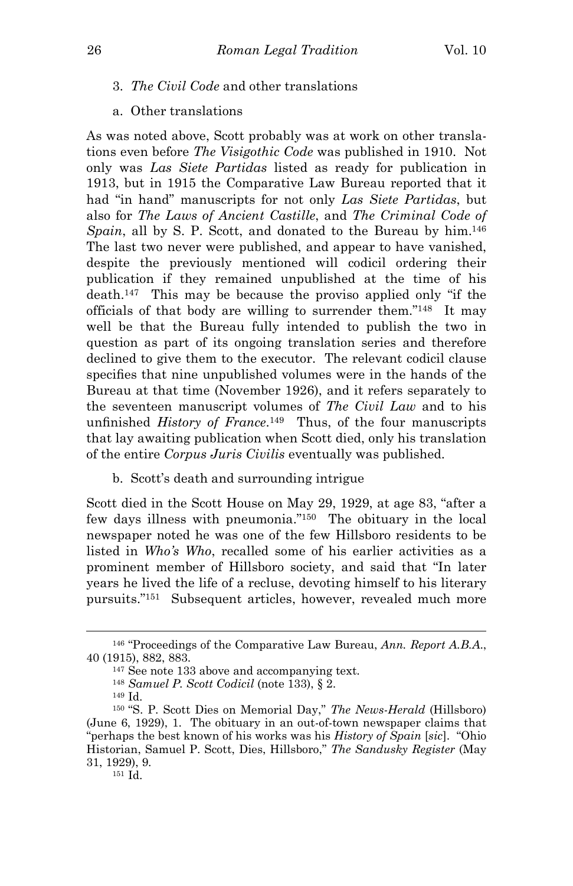3. *The Civil Code* and other translations

a. Other translations

As was noted above, Scott probably was at work on other translations even before *The Visigothic Code* was published in 1910. Not only was *Las Siete Partidas* listed as ready for publication in 1913, but in 1915 the Comparative Law Bureau reported that it had "in hand" manuscripts for not only *Las Siete Partidas*, but also for *The Laws of Ancient Castille*, and *The Criminal Code of Spain*, all by S. P. Scott, and donated to the Bureau by him.[146] The last two never were published, and appear to have vanished, despite the previously mentioned will codicil ordering their publication if they remained unpublished at the time of his death.[147] This may be because the proviso applied only "if the officials of that body are willing to surrender them."[148] It may well be that the Bureau fully intended to publish the two in question as part of its ongoing translation series and therefore declined to give them to the executor. The relevant codicil clause specifies that nine unpublished volumes were in the hands of the Bureau at that time (November 1926), and it refers separately to the seventeen manuscript volumes of *The Civil Law* and to his unfinished *History of France*.[149] Thus, of the four manuscripts that lay awaiting publication when Scott died, only his translation of the entire *Corpus Juris Civilis* eventually was published.

b. Scott's death and surrounding intrigue

Scott died in the Scott House on May 29, 1929, at age 83, "after a few days illness with pneumonia."[150] The obituary in the local newspaper noted he was one of the few Hillsboro residents to be listed in *Who's Who*, recalled some of his earlier activities as a prominent member of Hillsboro society, and said that "In later years he lived the life of a recluse, devoting himself to his literary pursuits."[151] Subsequent articles, however, revealed much more

---

[146] "Proceedings of the Comparative Law Bureau, *Ann. Report A.B.A.*, 40 (1915), 882, 883.

[147] See note 133 above and accompanying text.

[148] *Samuel P. Scott Codicil* (note 133), § 2.

[149] Id.

[150] "S. P. Scott Dies on Memorial Day," *The News-Herald* (Hillsboro) (June 6, 1929), 1. The obituary in an out-of-town newspaper claims that "perhaps the best known of his works was his *History of Spain* [*sic*]. "Ohio Historian, Samuel P. Scott, Dies, Hillsboro," *The Sandusky Register* (May 31, 1929), 9.

[151] Id.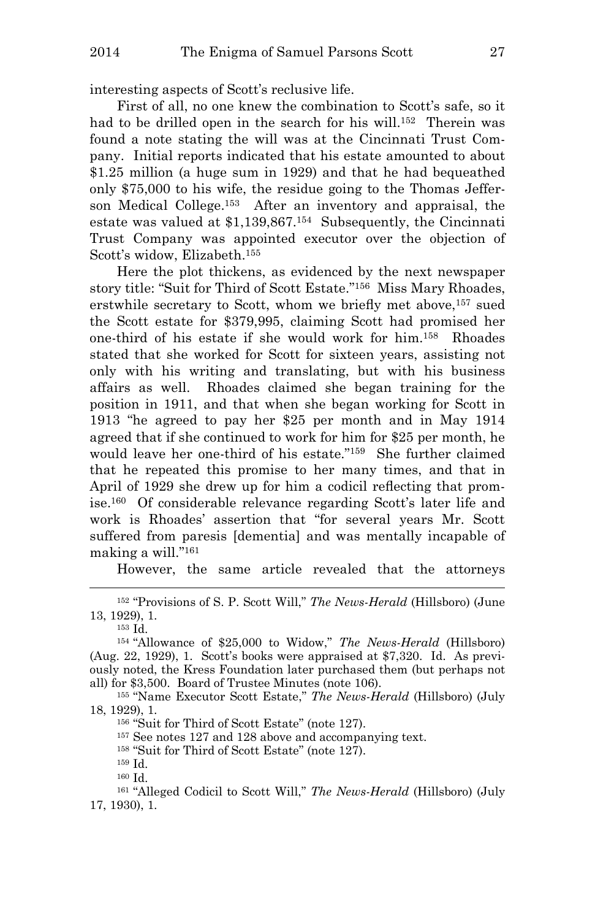interesting aspects of Scott's reclusive life.

First of all, no one knew the combination to Scott's safe, so it had to be drilled open in the search for his will.[152] Therein was found a note stating the will was at the Cincinnati Trust Company. Initial reports indicated that his estate amounted to about $1.25 million (a huge sum in 1929) and that he had bequeathed only $75,000 to his wife, the residue going to the Thomas Jefferson Medical College.[153] After an inventory and appraisal, the estate was valued at $1,139,867.[154] Subsequently, the Cincinnati Trust Company was appointed executor over the objection of Scott's widow, Elizabeth.[155]

Here the plot thickens, as evidenced by the next newspaper story title: "Suit for Third of Scott Estate."[156] Miss Mary Rhoades, erstwhile secretary to Scott, whom we briefly met above,[157] sued the Scott estate for $379,995, claiming Scott had promised her one-third of his estate if she would work for him.[158] Rhoades stated that she worked for Scott for sixteen years, assisting not only with his writing and translating, but with his business affairs as well. Rhoades claimed she began training for the position in 1911, and that when she began working for Scott in 1913 "he agreed to pay her $25 per month and in May 1914 agreed that if she continued to work for him for $25 per month, he would leave her one-third of his estate."[159] She further claimed that he repeated this promise to her many times, and that in April of 1929 she drew up for him a codicil reflecting that promise.[160] Of considerable relevance regarding Scott's later life and work is Rhoades' assertion that "for several years Mr. Scott suffered from paresis [dementia] and was mentally incapable of making a will."[161]

However, the same article revealed that the attorneys

---

[152] "Provisions of S. P. Scott Will," *The News-Herald* (Hillsboro) (June 13, 1929), 1.

[153] Id.

[154] "Allowance of $25,000 to Widow," *The News-Herald* (Hillsboro) (Aug. 22, 1929), 1. Scott's books were appraised at $7,320. Id. As previously noted, the Kress Foundation later purchased them (but perhaps not all) for $3,500. Board of Trustee Minutes (note 106).

[155] "Name Executor Scott Estate," *The News-Herald* (Hillsboro) (July 18, 1929), 1.

[156] "Suit for Third of Scott Estate" (note 127).

[157] See notes 127 and 128 above and accompanying text.

[158] "Suit for Third of Scott Estate" (note 127).

[159] Id.

[160] Id.

[161] "Alleged Codicil to Scott Will," *The News-Herald* (Hillsboro) (July 17, 1930), 1.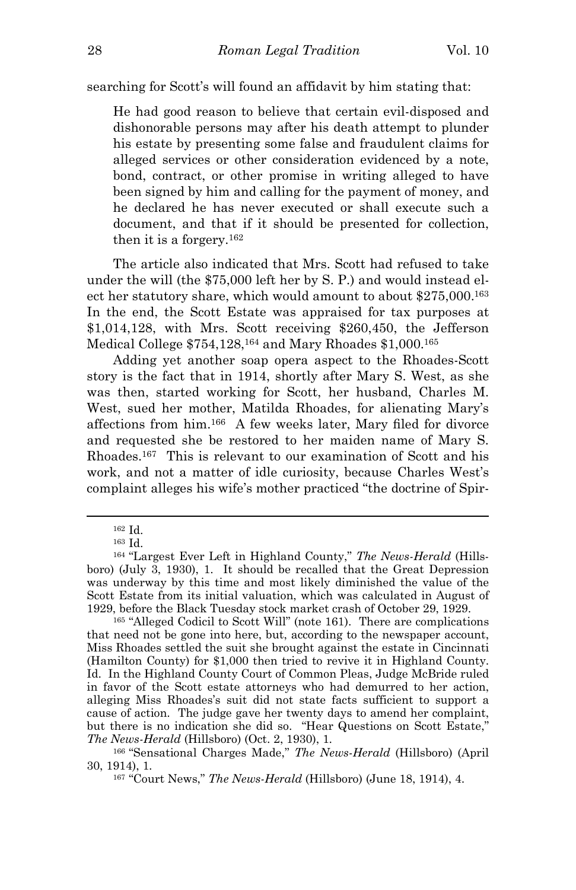searching for Scott's will found an affidavit by him stating that:

> He had good reason to believe that certain evil-disposed and dishonorable persons may after his death attempt to plunder his estate by presenting some false and fraudulent claims for alleged services or other consideration evidenced by a note, bond, contract, or other promise in writing alleged to have been signed by him and calling for the payment of money, and he declared he has never executed or shall execute such a document, and that if it should be presented for collection, then it is a forgery.[162]

The article also indicated that Mrs. Scott had refused to take under the will (the $75,000 left her by S. P.) and would instead elect her statutory share, which would amount to about $275,000.[163] In the end, the Scott Estate was appraised for tax purposes at $1,014,128, with Mrs. Scott receiving $260,450, the Jefferson Medical College $754,128,[164] and Mary Rhoades $1,000.[165]

Adding yet another soap opera aspect to the Rhoades-Scott story is the fact that in 1914, shortly after Mary S. West, as she was then, started working for Scott, her husband, Charles M. West, sued her mother, Matilda Rhoades, for alienating Mary's affections from him.[166] A few weeks later, Mary filed for divorce and requested she be restored to her maiden name of Mary S. Rhoades.[167] This is relevant to our examination of Scott and his work, and not a matter of idle curiosity, because Charles West's complaint alleges his wife's mother practiced "the doctrine of Spir-

---

[162] Id.

[163] Id.

[164] "Largest Ever Left in Highland County," *The News-Herald* (Hillsboro) (July 3, 1930), 1. It should be recalled that the Great Depression was underway by this time and most likely diminished the value of the Scott Estate from its initial valuation, which was calculated in August of 1929, before the Black Tuesday stock market crash of October 29, 1929.

[165] "Alleged Codicil to Scott Will" (note 161). There are complications that need not be gone into here, but, according to the newspaper account, Miss Rhoades settled the suit she brought against the estate in Cincinnati (Hamilton County) for $1,000 then tried to revive it in Highland County. Id. In the Highland County Court of Common Pleas, Judge McBride ruled in favor of the Scott estate attorneys who had demurred to her action, alleging Miss Rhoades's suit did not state facts sufficient to support a cause of action. The judge gave her twenty days to amend her complaint, but there is no indication she did so. "Hear Questions on Scott Estate," *The News-Herald* (Hillsboro) (Oct. 2, 1930), 1.

[166] "Sensational Charges Made," *The News-Herald* (Hillsboro) (April 30, 1914), 1.

[167] "Court News," *The News-Herald* (Hillsboro) (June 18, 1914), 4.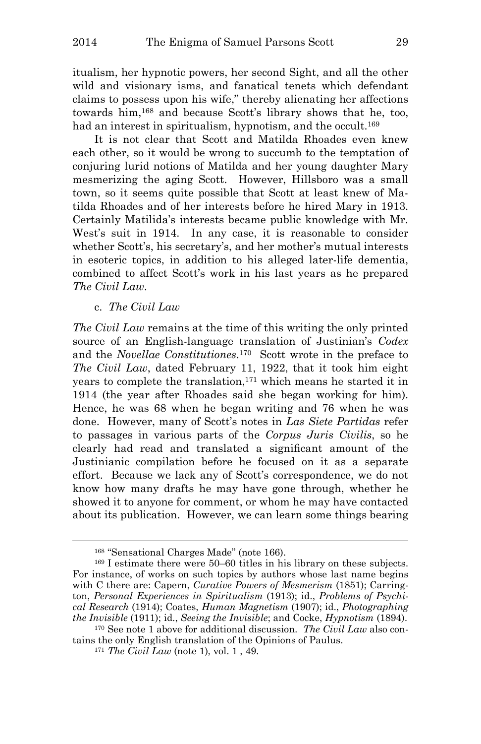itualism, her hypnotic powers, her second Sight, and all the other wild and visionary isms, and fanatical tenets which defendant claims to possess upon his wife," thereby alienating her affections towards him,[168] and because Scott's library shows that he, too, had an interest in spiritualism, hypnotism, and the occult.[169]

It is not clear that Scott and Matilda Rhoades even knew each other, so it would be wrong to succumb to the temptation of conjuring lurid notions of Matilda and her young daughter Mary mesmerizing the aging Scott. However, Hillsboro was a small town, so it seems quite possible that Scott at least knew of Matilda Rhoades and of her interests before he hired Mary in 1913. Certainly Matilida's interests became public knowledge with Mr. West's suit in 1914. In any case, it is reasonable to consider whether Scott's, his secretary's, and her mother's mutual interests in esoteric topics, in addition to his alleged later-life dementia, combined to affect Scott's work in his last years as he prepared *The Civil Law*.

c. *The Civil Law*

*The Civil Law* remains at the time of this writing the only printed source of an English-language translation of Justinian's *Codex* and the *Novellae Constitutiones*.[170] Scott wrote in the preface to *The Civil Law*, dated February 11, 1922, that it took him eight years to complete the translation,[171] which means he started it in 1914 (the year after Rhoades said she began working for him). Hence, he was 68 when he began writing and 76 when he was done. However, many of Scott's notes in *Las Siete Partidas* refer to passages in various parts of the *Corpus Juris Civilis*, so he clearly had read and translated a significant amount of the Justinianic compilation before he focused on it as a separate effort. Because we lack any of Scott's correspondence, we do not know how many drafts he may have gone through, whether he showed it to anyone for comment, or whom he may have contacted about its publication. However, we can learn some things bearing

---

[168] "Sensational Charges Made" (note 166).

[169] I estimate there were 50–60 titles in his library on these subjects. For instance, of works on such topics by authors whose last name begins with C there are: Capern, *Curative Powers of Mesmerism* (1851); Carrington, *Personal Experiences in Spiritualism* (1913); id., *Problems of Psychical Research* (1914); Coates, *Human Magnetism* (1907); id., *Photographing the Invisible* (1911); id., *Seeing the Invisible*; and Cocke, *Hypnotism* (1894).

[170] See note 1 above for additional discussion. *The Civil Law* also contains the only English translation of the Opinions of Paulus.

[171] *The Civil Law* (note 1), vol. 1 , 49.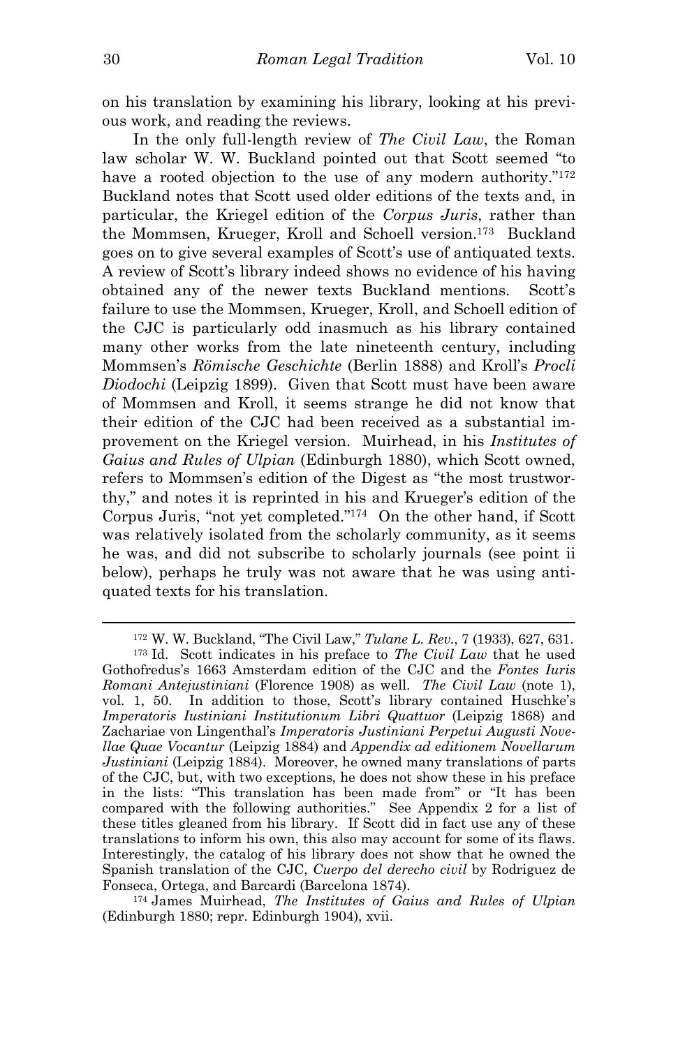on his translation by examining his library, looking at his previous work, and reading the reviews.

In the only full-length review of *The Civil Law*, the Roman law scholar W. W. Buckland pointed out that Scott seemed "to have a rooted objection to the use of any modern authority."[172] Buckland notes that Scott used older editions of the texts and, in particular, the Kriegel edition of the *Corpus Juris*, rather than the Mommsen, Krueger, Kroll and Schoell version.[173] Buckland goes on to give several examples of Scott's use of antiquated texts. A review of Scott's library indeed shows no evidence of his having obtained any of the newer texts Buckland mentions. Scott's failure to use the Mommsen, Krueger, Kroll, and Schoell edition of the CJC is particularly odd inasmuch as his library contained many other works from the late nineteenth century, including Mommsen's *Römische Geschichte* (Berlin 1888) and Kroll's *Procli Diodochi* (Leipzig 1899). Given that Scott must have been aware of Mommsen and Kroll, it seems strange he did not know that their edition of the CJC had been received as a substantial improvement on the Kriegel version. Muirhead, in his *Institutes of Gaius and Rules of Ulpian* (Edinburgh 1880), which Scott owned, refers to Mommsen's edition of the Digest as "the most trustworthy," and notes it is reprinted in his and Krueger's edition of the Corpus Juris, "not yet completed."[174] On the other hand, if Scott was relatively isolated from the scholarly community, as it seems he was, and did not subscribe to scholarly journals (see point ii below), perhaps he truly was not aware that he was using antiquated texts for his translation.

---

[172] W. W. Buckland, "The Civil Law," *Tulane L. Rev.*, 7 (1933), 627, 631.

[173] Id. Scott indicates in his preface to *The Civil Law* that he used Gothofredus's 1663 Amsterdam edition of the CJC and the *Fontes Iuris Romani Antejustiniani* (Florence 1908) as well. *The Civil Law* (note 1), vol. 1, 50. In addition to those, Scott's library contained Huschke's *Imperatoris Iustiniani Institutionum Libri Quattuor* (Leipzig 1868) and Zachariae von Lingenthal's *Imperatoris Justiniani Perpetui Augusti Novellae Quae Vocantur* (Leipzig 1884) and *Appendix ad editionem Novellarum Justiniani* (Leipzig 1884). Moreover, he owned many translations of parts of the CJC, but, with two exceptions, he does not show these in his preface in the lists: "This translation has been made from" or "It has been compared with the following authorities." See Appendix 2 for a list of these titles gleaned from his library. If Scott did in fact use any of these translations to inform his own, this also may account for some of its flaws. Interestingly, the catalog of his library does not show that he owned the Spanish translation of the CJC, *Cuerpo del derecho civil* by Rodriguez de Fonseca, Ortega, and Barcardi (Barcelona 1874).

[174] James Muirhead, *The Institutes of Gaius and Rules of Ulpian* (Edinburgh 1880; repr. Edinburgh 1904), xvii.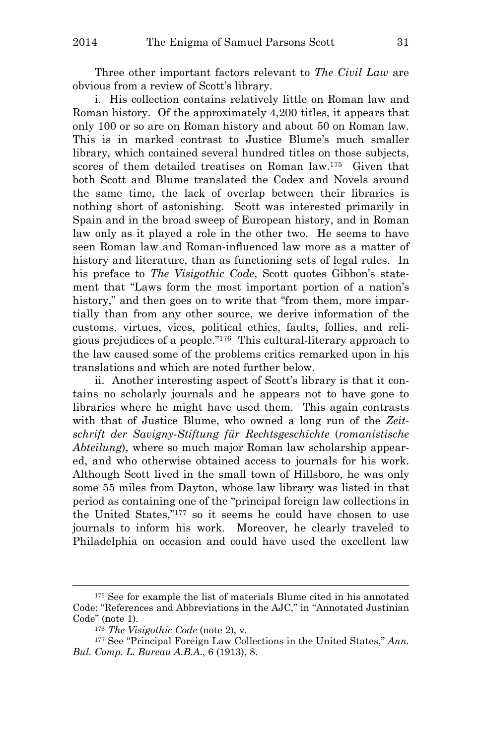Three other important factors relevant to *The Civil Law* are obvious from a review of Scott's library.

i. His collection contains relatively little on Roman law and Roman history. Of the approximately 4,200 titles, it appears that only 100 or so are on Roman history and about 50 on Roman law. This is in marked contrast to Justice Blume's much smaller library, which contained several hundred titles on those subjects, scores of them detailed treatises on Roman law.[175] Given that both Scott and Blume translated the Codex and Novels around the same time, the lack of overlap between their libraries is nothing short of astonishing. Scott was interested primarily in Spain and in the broad sweep of European history, and in Roman law only as it played a role in the other two. He seems to have seen Roman law and Roman-influenced law more as a matter of history and literature, than as functioning sets of legal rules. In his preface to *The Visigothic Code*, Scott quotes Gibbon's statement that "Laws form the most important portion of a nation's history," and then goes on to write that "from them, more impartially than from any other source, we derive information of the customs, virtues, vices, political ethics, faults, follies, and religious prejudices of a people."[176] This cultural-literary approach to the law caused some of the problems critics remarked upon in his translations and which are noted further below.

ii. Another interesting aspect of Scott's library is that it contains no scholarly journals and he appears not to have gone to libraries where he might have used them. This again contrasts with that of Justice Blume, who owned a long run of the *Zeitschrift der Savigny-Stiftung für Rechtsgeschichte* (*romanistische Abteilung*), where so much major Roman law scholarship appeared, and who otherwise obtained access to journals for his work. Although Scott lived in the small town of Hillsboro, he was only some 55 miles from Dayton, whose law library was listed in that period as containing one of the "principal foreign law collections in the United States,"[177] so it seems he could have chosen to use journals to inform his work. Moreover, he clearly traveled to Philadelphia on occasion and could have used the excellent law

---

[175] See for example the list of materials Blume cited in his annotated Code: "References and Abbreviations in the AJC," in "Annotated Justinian Code" (note 1).

[176] *The Visigothic Code* (note 2), v.

[177] See "Principal Foreign Law Collections in the United States," *Ann. Bul. Comp. L. Bureau A.B.A.*, 6 (1913), 8.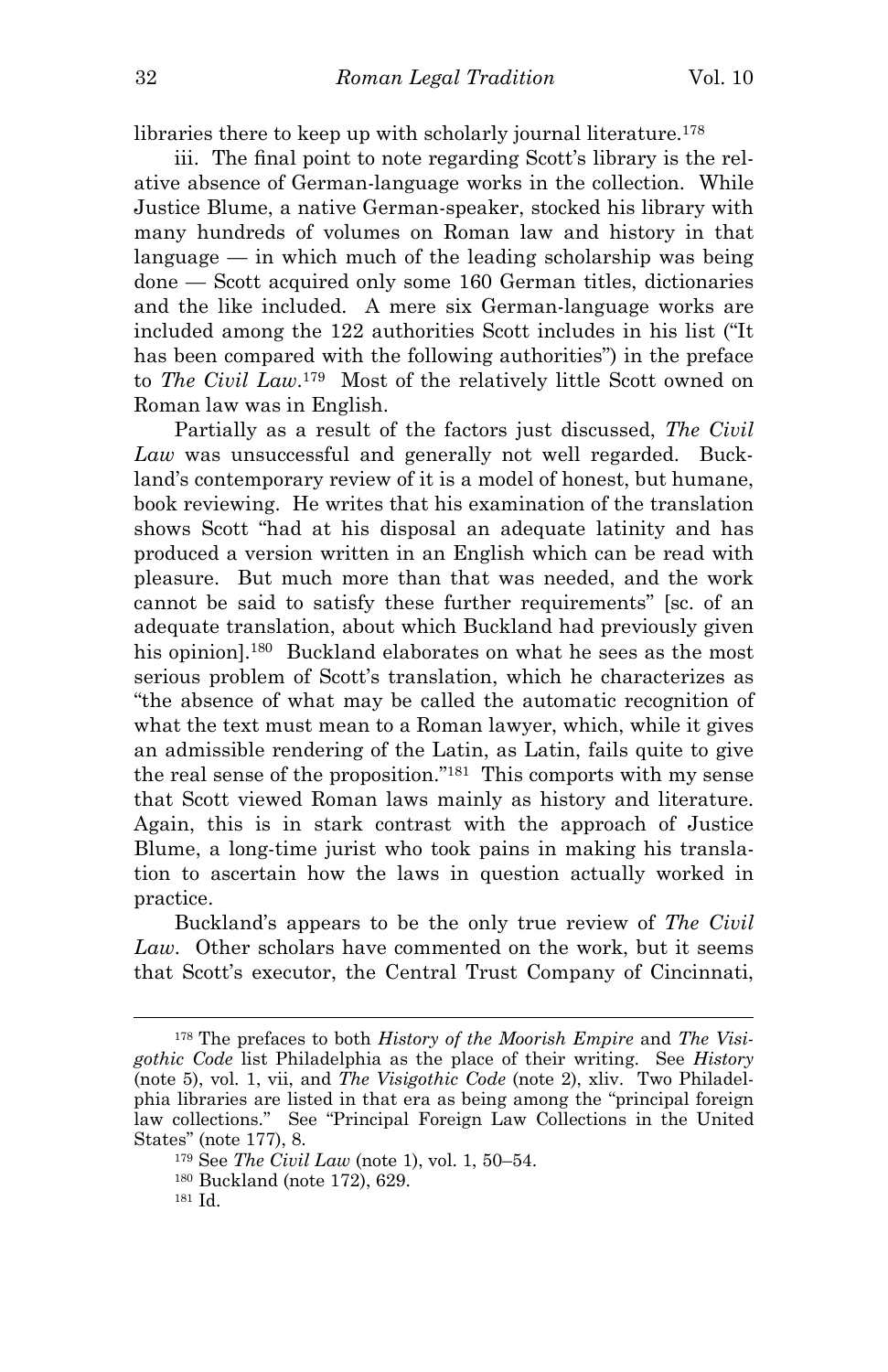libraries there to keep up with scholarly journal literature.[178]

iii. The final point to note regarding Scott's library is the relative absence of German-language works in the collection. While Justice Blume, a native German-speaker, stocked his library with many hundreds of volumes on Roman law and history in that language — in which much of the leading scholarship was being done — Scott acquired only some 160 German titles, dictionaries and the like included. A mere six German-language works are included among the 122 authorities Scott includes in his list ("It has been compared with the following authorities") in the preface to *The Civil Law*.[179] Most of the relatively little Scott owned on Roman law was in English.

Partially as a result of the factors just discussed, *The Civil Law* was unsuccessful and generally not well regarded. Buckland's contemporary review of it is a model of honest, but humane, book reviewing. He writes that his examination of the translation shows Scott "had at his disposal an adequate latinity and has produced a version written in an English which can be read with pleasure. But much more than that was needed, and the work cannot be said to satisfy these further requirements" [sc. of an adequate translation, about which Buckland had previously given his opinion].[180] Buckland elaborates on what he sees as the most serious problem of Scott's translation, which he characterizes as "the absence of what may be called the automatic recognition of what the text must mean to a Roman lawyer, which, while it gives an admissible rendering of the Latin, as Latin, fails quite to give the real sense of the proposition."[181] This comports with my sense that Scott viewed Roman laws mainly as history and literature. Again, this is in stark contrast with the approach of Justice Blume, a long-time jurist who took pains in making his translation to ascertain how the laws in question actually worked in practice.

Buckland's appears to be the only true review of *The Civil Law*. Other scholars have commented on the work, but it seems that Scott's executor, the Central Trust Company of Cincinnati,

---

[178] The prefaces to both *History of the Moorish Empire* and *The Visigothic Code* list Philadelphia as the place of their writing. See *History* (note 5), vol. 1, vii, and *The Visigothic Code* (note 2), xliv. Two Philadelphia libraries are listed in that era as being among the "principal foreign law collections." See "Principal Foreign Law Collections in the United States" (note 177), 8.

[179] See *The Civil Law* (note 1), vol. 1, 50–54.

[180] Buckland (note 172), 629.

[181] Id.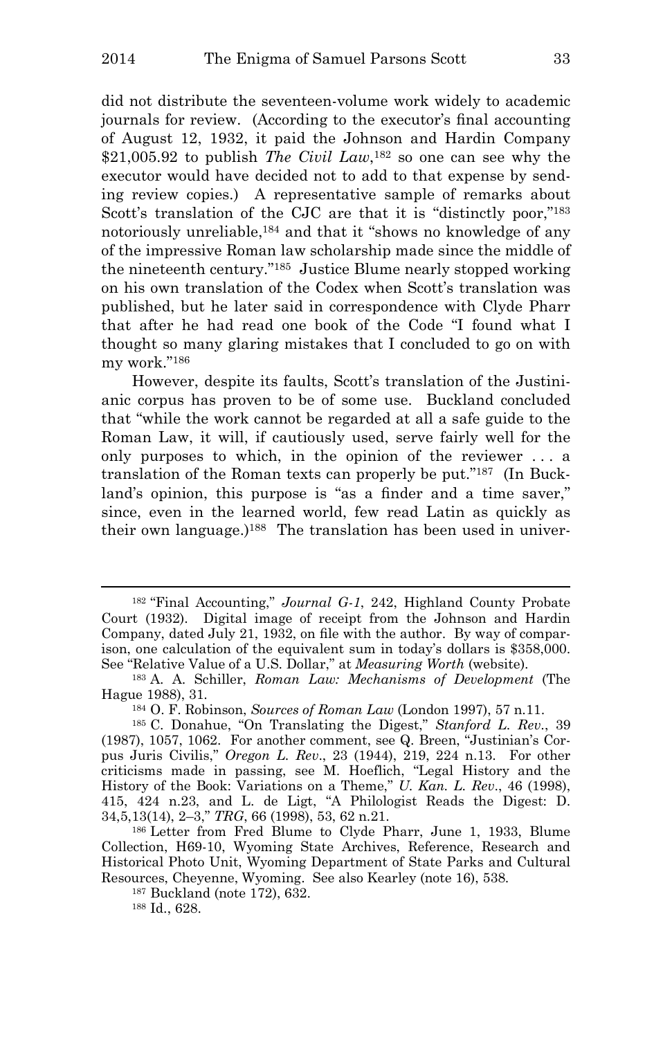did not distribute the seventeen-volume work widely to academic journals for review. (According to the executor's final accounting of August 12, 1932, it paid the Johnson and Hardin Company $21,005.92 to publish *The Civil Law*,[182] so one can see why the executor would have decided not to add to that expense by sending review copies.) A representative sample of remarks about Scott's translation of the CJC are that it is "distinctly poor,"[183] notoriously unreliable,[184] and that it "shows no knowledge of any of the impressive Roman law scholarship made since the middle of the nineteenth century."[185] Justice Blume nearly stopped working on his own translation of the Codex when Scott's translation was published, but he later said in correspondence with Clyde Pharr that after he had read one book of the Code "I found what I thought so many glaring mistakes that I concluded to go on with my work."[186]

However, despite its faults, Scott's translation of the Justinianic corpus has proven to be of some use. Buckland concluded that "while the work cannot be regarded at all a safe guide to the Roman Law, it will, if cautiously used, serve fairly well for the only purposes to which, in the opinion of the reviewer . . . a translation of the Roman texts can properly be put."[187] (In Buckland's opinion, this purpose is "as a finder and a time saver," since, even in the learned world, few read Latin as quickly as their own language.)[188] The translation has been used in univer-

---

[182] "Final Accounting," *Journal G-1*, 242, Highland County Probate Court (1932). Digital image of receipt from the Johnson and Hardin Company, dated July 21, 1932, on file with the author. By way of comparison, one calculation of the equivalent sum in today's dollars is $358,000. See "Relative Value of a U.S. Dollar," at *Measuring Worth* (website).

[183] A. A. Schiller, *Roman Law: Mechanisms of Development* (The Hague 1988), 31.

[184] O. F. Robinson, *Sources of Roman Law* (London 1997), 57 n.11.

[185] C. Donahue, "On Translating the Digest," *Stanford L. Rev*., 39 (1987), 1057, 1062. For another comment, see Q. Breen, "Justinian's Corpus Juris Civilis," *Oregon L. Rev*., 23 (1944), 219, 224 n.13. For other criticisms made in passing, see M. Hoeflich, "Legal History and the History of the Book: Variations on a Theme," *U. Kan. L. Rev*., 46 (1998), 415, 424 n.23, and L. de Ligt, "A Philologist Reads the Digest: D. 34,5,13(14), 2–3," *TRG*, 66 (1998), 53, 62 n.21.

[186] Letter from Fred Blume to Clyde Pharr, June 1, 1933, Blume Collection, H69-10, Wyoming State Archives, Reference, Research and Historical Photo Unit, Wyoming Department of State Parks and Cultural Resources, Cheyenne, Wyoming. See also Kearley (note 16), 538.

[187] Buckland (note 172), 632.

[188] Id., 628.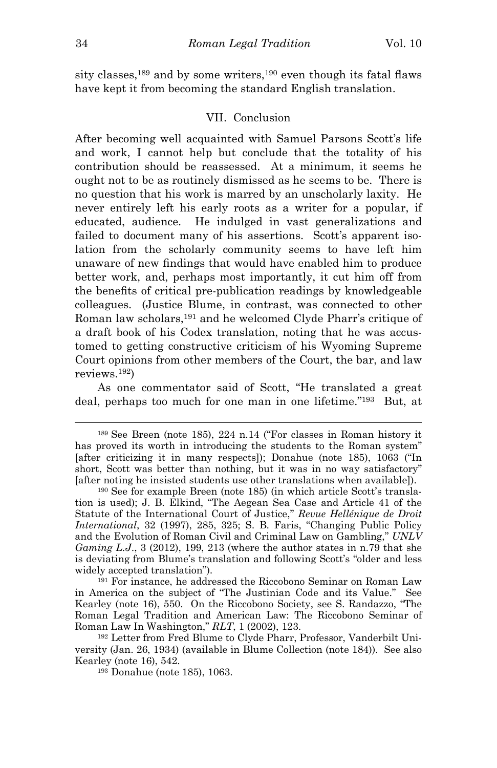sity classes,[189] and by some writers,[190] even though its fatal flaws have kept it from becoming the standard English translation.

## VII. Conclusion

After becoming well acquainted with Samuel Parsons Scott's life and work, I cannot help but conclude that the totality of his contribution should be reassessed. At a minimum, it seems he ought not to be as routinely dismissed as he seems to be. There is no question that his work is marred by an unscholarly laxity. He never entirely left his early roots as a writer for a popular, if educated, audience. He indulged in vast generalizations and failed to document many of his assertions. Scott's apparent isolation from the scholarly community seems to have left him unaware of new findings that would have enabled him to produce better work, and, perhaps most importantly, it cut him off from the benefits of critical pre-publication readings by knowledgeable colleagues. (Justice Blume, in contrast, was connected to other Roman law scholars,[191] and he welcomed Clyde Pharr's critique of a draft book of his Codex translation, noting that he was accustomed to getting constructive criticism of his Wyoming Supreme Court opinions from other members of the Court, the bar, and law reviews.[192])

As one commentator said of Scott, "He translated a great deal, perhaps too much for one man in one lifetime."[193] But, at

---

[189] See Breen (note 185), 224 n.14 ("For classes in Roman history it has proved its worth in introducing the students to the Roman system" [after criticizing it in many respects]); Donahue (note 185), 1063 ("In short, Scott was better than nothing, but it was in no way satisfactory" [after noting he insisted students use other translations when available]).

[190] See for example Breen (note 185) (in which article Scott's translation is used); J. B. Elkind, "The Aegean Sea Case and Article 41 of the Statute of the International Court of Justice," *Revue Hellénique de Droit International*, 32 (1997), 285, 325; S. B. Faris, "Changing Public Policy and the Evolution of Roman Civil and Criminal Law on Gambling," *UNLV Gaming L.J.*, 3 (2012), 199, 213 (where the author states in n.79 that she is deviating from Blume's translation and following Scott's "older and less widely accepted translation").

[191] For instance, he addressed the Riccobono Seminar on Roman Law in America on the subject of "The Justinian Code and its Value." See Kearley (note 16), 550. On the Riccobono Society, see S. Randazzo, "The Roman Legal Tradition and American Law: The Riccobono Seminar of Roman Law In Washington," *RLT*, 1 (2002), 123.

[192] Letter from Fred Blume to Clyde Pharr, Professor, Vanderbilt University (Jan. 26, 1934) (available in Blume Collection (note 184)). See also Kearley (note 16), 542.

[193] Donahue (note 185), 1063.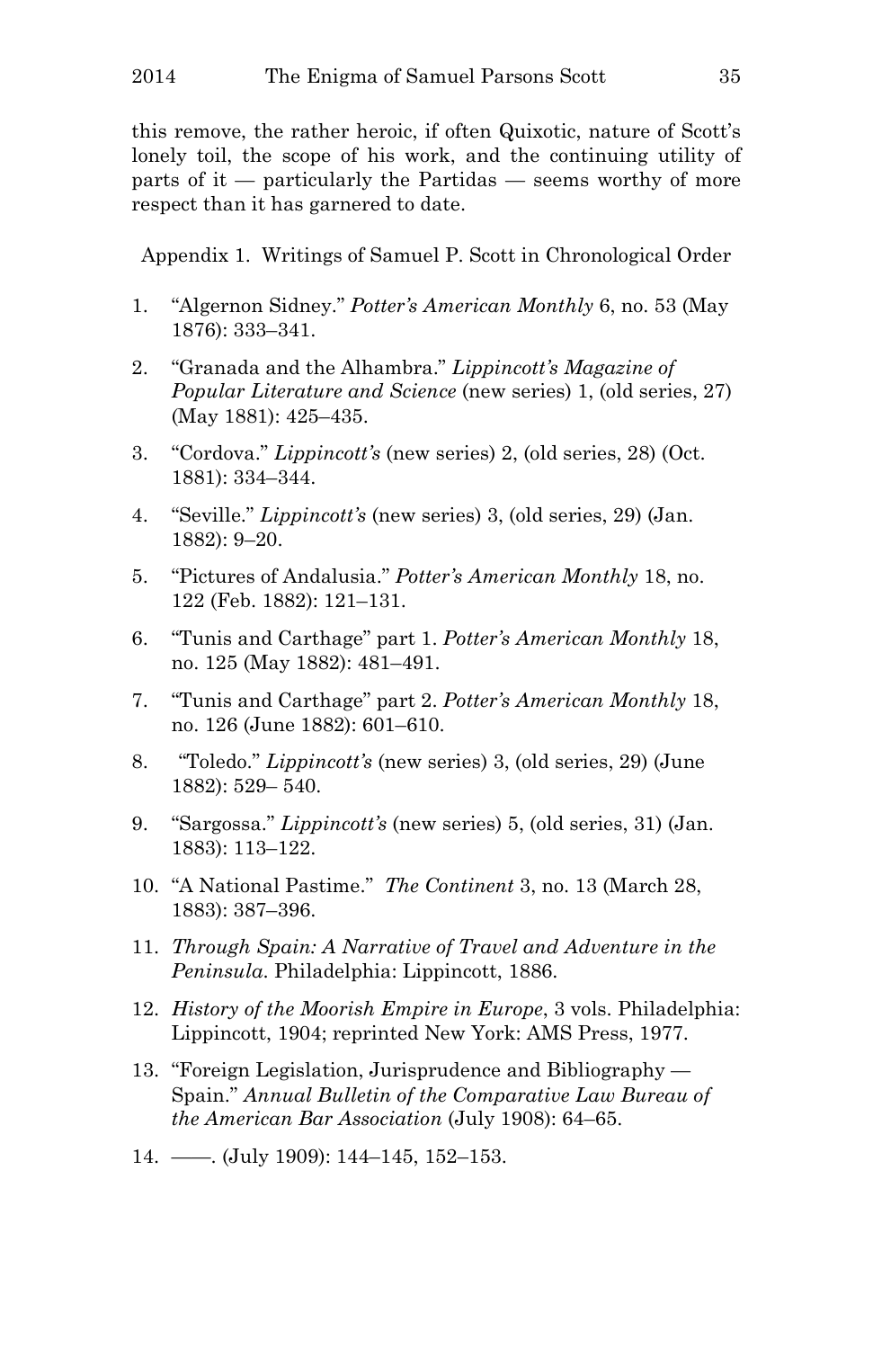this remove, the rather heroic, if often Quixotic, nature of Scott's lonely toil, the scope of his work, and the continuing utility of parts of it — particularly the Partidas — seems worthy of more respect than it has garnered to date.

## Appendix 1. Writings of Samuel P. Scott in Chronological Order

1. "Algernon Sidney." *Potter's American Monthly* 6, no. 53 (May 1876): 333–341.
2. "Granada and the Alhambra." *Lippincott's Magazine of Popular Literature and Science* (new series) 1, (old series, 27) (May 1881): 425–435.
3. "Cordova." *Lippincott's* (new series) 2, (old series, 28) (Oct. 1881): 334–344.
4. "Seville." *Lippincott's* (new series) 3, (old series, 29) (Jan. 1882): 9–20.
5. "Pictures of Andalusia." *Potter's American Monthly* 18, no. 122 (Feb. 1882): 121–131.
6. "Tunis and Carthage" part 1. *Potter's American Monthly* 18, no. 125 (May 1882): 481–491.
7. "Tunis and Carthage" part 2. *Potter's American Monthly* 18, no. 126 (June 1882): 601–610.
8. "Toledo." *Lippincott's* (new series) 3, (old series, 29) (June 1882): 529– 540.
9. "Sargossa." *Lippincott's* (new series) 5, (old series, 31) (Jan. 1883): 113–122.
10. "A National Pastime." *The Continent* 3, no. 13 (March 28, 1883): 387–396.
11. *Through Spain: A Narrative of Travel and Adventure in the Peninsula*. Philadelphia: Lippincott, 1886.
12. *History of the Moorish Empire in Europe*, 3 vols. Philadelphia: Lippincott, 1904; reprinted New York: AMS Press, 1977.
13. "Foreign Legislation, Jurisprudence and Bibliography — Spain." *Annual Bulletin of the Comparative Law Bureau of the American Bar Association* (July 1908): 64–65.
14. ——. (July 1909): 144–145, 152–153.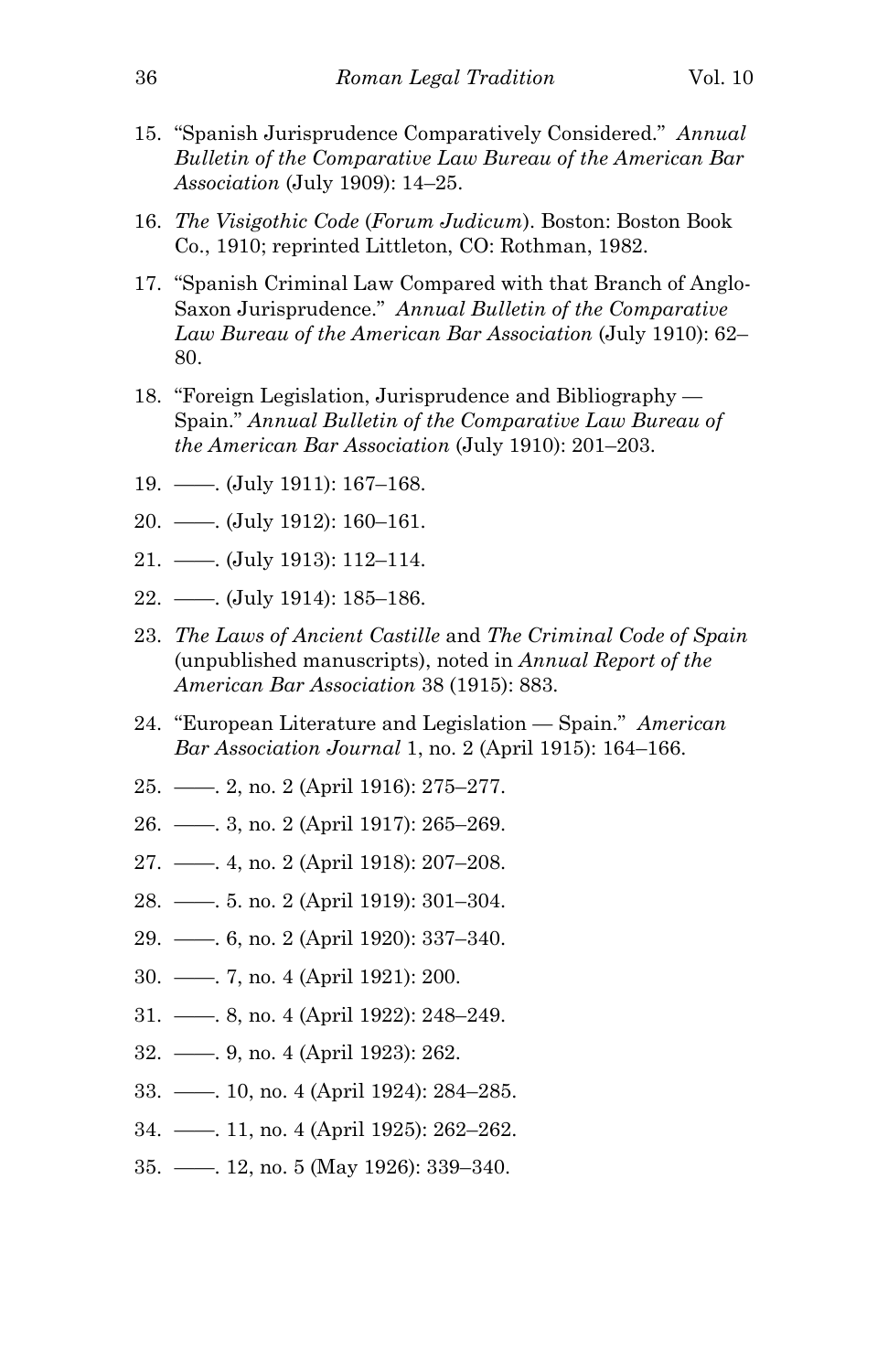15. "Spanish Jurisprudence Comparatively Considered." *Annual Bulletin of the Comparative Law Bureau of the American Bar Association* (July 1909): 14–25.

16. *The Visigothic Code* (*Forum Judicum*). Boston: Boston Book Co., 1910; reprinted Littleton, CO: Rothman, 1982.

17. "Spanish Criminal Law Compared with that Branch of Anglo-Saxon Jurisprudence." *Annual Bulletin of the Comparative Law Bureau of the American Bar Association* (July 1910): 62–80.

18. "Foreign Legislation, Jurisprudence and Bibliography — Spain." *Annual Bulletin of the Comparative Law Bureau of the American Bar Association* (July 1910): 201–203.

19. ——. (July 1911): 167–168.

20. ——. (July 1912): 160–161.

21. ——. (July 1913): 112–114.

22. ——. (July 1914): 185–186.

23. *The Laws of Ancient Castille* and *The Criminal Code of Spain* (unpublished manuscripts), noted in *Annual Report of the American Bar Association* 38 (1915): 883.

24. "European Literature and Legislation — Spain." *American Bar Association Journal* 1, no. 2 (April 1915): 164–166.

25. ——. 2, no. 2 (April 1916): 275–277.

26. ——. 3, no. 2 (April 1917): 265–269.

27. ——. 4, no. 2 (April 1918): 207–208.

28. ——. 5. no. 2 (April 1919): 301–304.

29. ——. 6, no. 2 (April 1920): 337–340.

30. ——. 7, no. 4 (April 1921): 200.

31. ——. 8, no. 4 (April 1922): 248–249.

32. ——. 9, no. 4 (April 1923): 262.

33. ——. 10, no. 4 (April 1924): 284–285.

34. ——. 11, no. 4 (April 1925): 262–262.

35. ——. 12, no. 5 (May 1926): 339–340.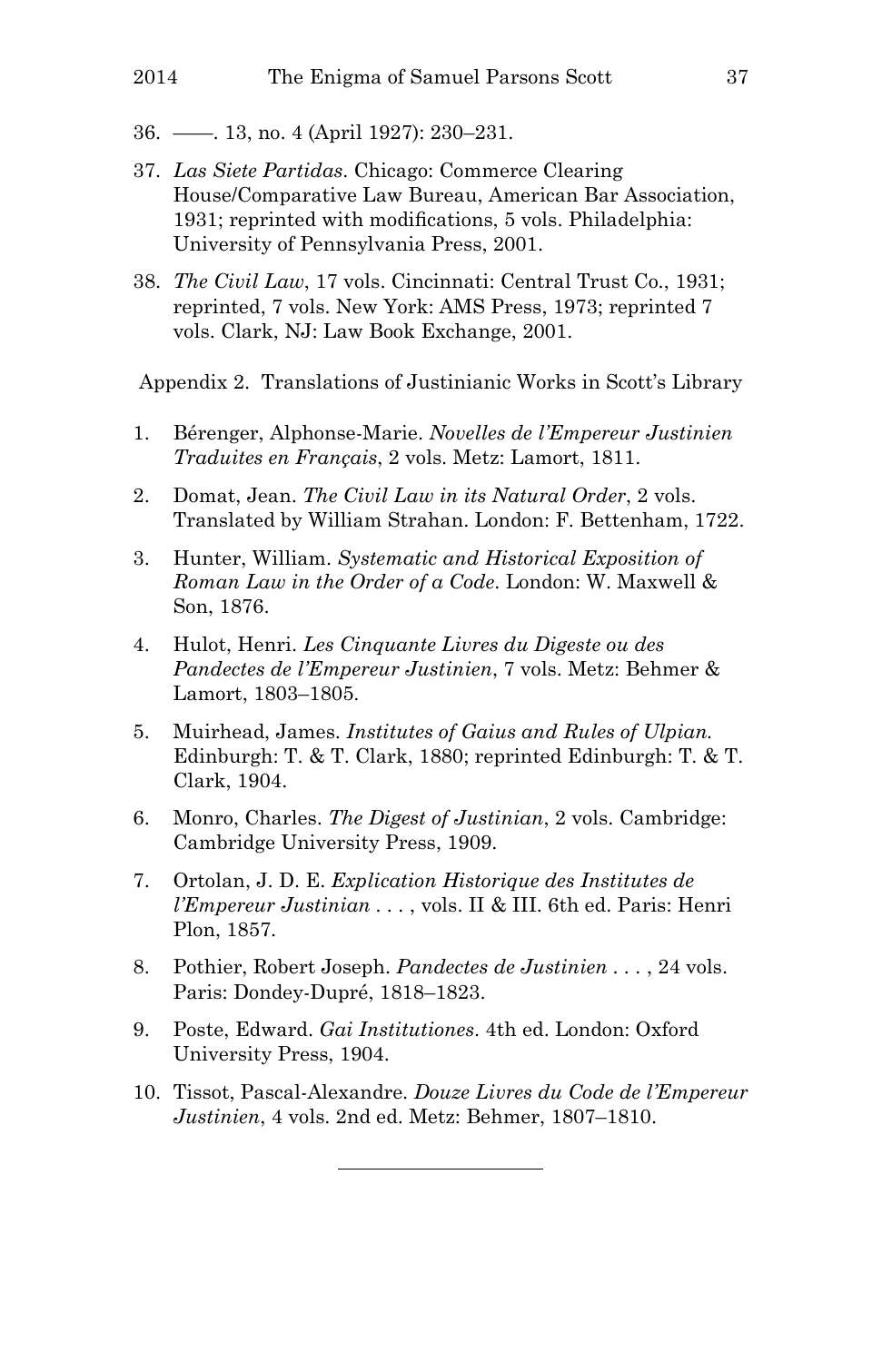36. ——. 13, no. 4 (April 1927): 230–231.

37. *Las Siete Partidas*. Chicago: Commerce Clearing House/Comparative Law Bureau, American Bar Association, 1931; reprinted with modifications, 5 vols. Philadelphia: University of Pennsylvania Press, 2001.

38. *The Civil Law*, 17 vols. Cincinnati: Central Trust Co., 1931; reprinted, 7 vols. New York: AMS Press, 1973; reprinted 7 vols. Clark, NJ: Law Book Exchange, 2001.

Appendix 2. Translations of Justinianic Works in Scott's Library

1. Bérenger, Alphonse-Marie. *Novelles de l'Empereur Justinien Traduites en Français*, 2 vols. Metz: Lamort, 1811.

2. Domat, Jean. *The Civil Law in its Natural Order*, 2 vols. Translated by William Strahan. London: F. Bettenham, 1722.

3. Hunter, William. *Systematic and Historical Exposition of Roman Law in the Order of a Code*. London: W. Maxwell & Son, 1876.

4. Hulot, Henri. *Les Cinquante Livres du Digeste ou des Pandectes de l'Empereur Justinien*, 7 vols. Metz: Behmer & Lamort, 1803–1805.

5. Muirhead, James. *Institutes of Gaius and Rules of Ulpian.* Edinburgh: T. & T. Clark, 1880; reprinted Edinburgh: T. & T. Clark, 1904.

6. Monro, Charles. *The Digest of Justinian*, 2 vols. Cambridge: Cambridge University Press, 1909.

7. Ortolan, J. D. E. *Explication Historique des Institutes de l'Empereur Justinian* . . . , vols. II & III. 6th ed. Paris: Henri Plon, 1857.

8. Pothier, Robert Joseph. *Pandectes de Justinien* . . . , 24 vols. Paris: Dondey-Dupré, 1818–1823.

9. Poste, Edward. *Gai Institutiones*. 4th ed. London: Oxford University Press, 1904.

10. Tissot, Pascal-Alexandre. *Douze Livres du Code de l'Empereur Justinien*, 4 vols. 2nd ed. Metz: Behmer, 1807–1810.